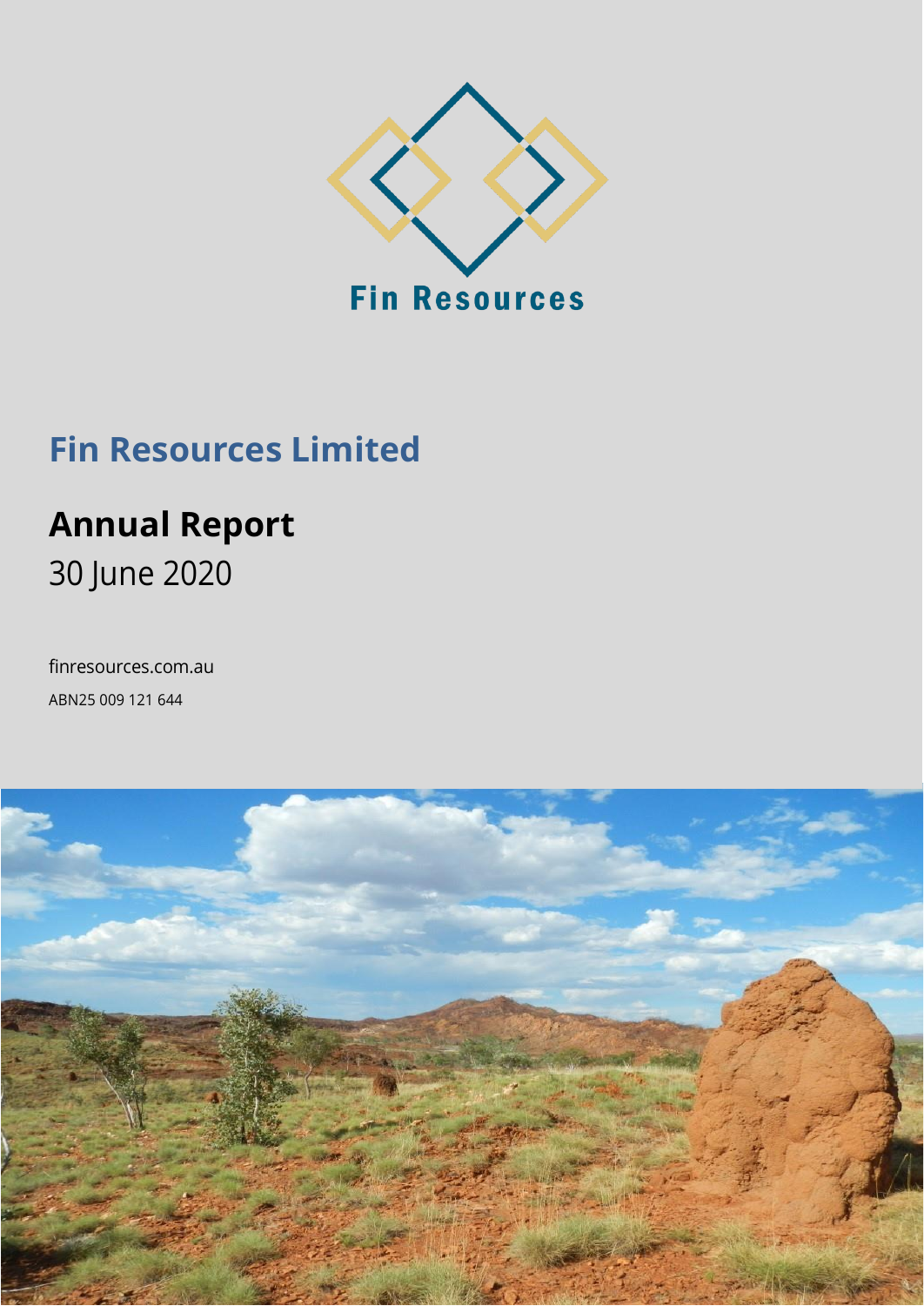Fin Resources

# Fin Resources Limited

## Annual Report

30 June 2020

finresources.com.au

ABN25 009 121 644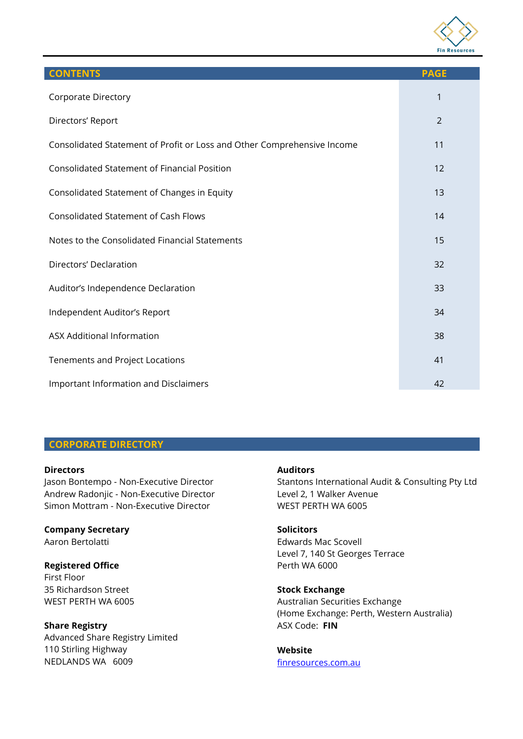| CONTENTS | PAGE |
|---|---|
| Corporate Directory | 1 |
| Directors' Report | 2 |
| Consolidated Statement of Profit or Loss and Other Comprehensive Income | 11 |
| Consolidated Statement of Financial Position | 12 |
| Consolidated Statement of Changes in Equity | 13 |
| Consolidated Statement of Cash Flows | 14 |
| Notes to the Consolidated Financial Statements | 15 |
| Directors' Declaration | 32 |
| Auditor's Independence Declaration | 33 |
| Independent Auditor's Report | 34 |
| ASX Additional Information | 38 |
| Tenements and Project Locations | 41 |
| Important Information and Disclaimers | 42 |

## CORPORATE DIRECTORY

**Directors**
Jason Bontempo - Non-Executive Director
Andrew Radonjic - Non-Executive Director
Simon Mottram - Non-Executive Director

**Company Secretary**
Aaron Bertolatti

**Registered Office**
First Floor
35 Richardson Street
WEST PERTH WA 6005

**Share Registry**
Advanced Share Registry Limited
110 Stirling Highway
NEDLANDS WA 6009

**Auditors**
Stantons International Audit & Consulting Pty Ltd
Level 2, 1 Walker Avenue
WEST PERTH WA 6005

**Solicitors**
Edwards Mac Scovell
Level 7, 140 St Georges Terrace
Perth WA 6000

**Stock Exchange**
Australian Securities Exchange
(Home Exchange: Perth, Western Australia)
ASX Code: **FIN**

**Website**
finresources.com.au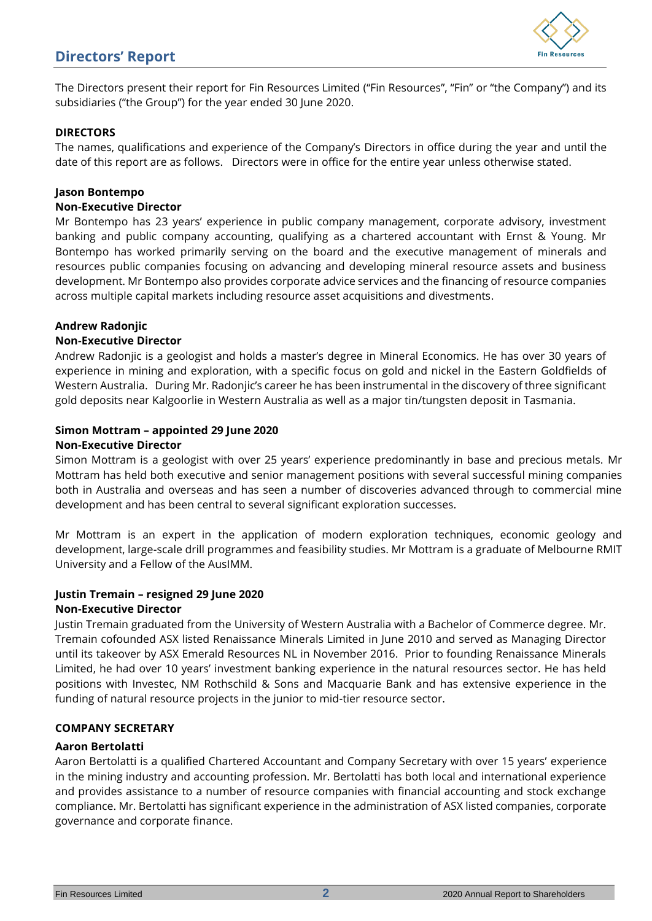# Directors' Report

The Directors present their report for Fin Resources Limited ("Fin Resources", "Fin" or "the Company") and its subsidiaries ("the Group") for the year ended 30 June 2020.

## DIRECTORS

The names, qualifications and experience of the Company's Directors in office during the year and until the date of this report are as follows. Directors were in office for the entire year unless otherwise stated.

### Jason Bontempo

**Non-Executive Director**

Mr Bontempo has 23 years' experience in public company management, corporate advisory, investment banking and public company accounting, qualifying as a chartered accountant with Ernst & Young. Mr Bontempo has worked primarily serving on the board and the executive management of minerals and resources public companies focusing on advancing and developing mineral resource assets and business development. Mr Bontempo also provides corporate advice services and the financing of resource companies across multiple capital markets including resource asset acquisitions and divestments.

### Andrew Radonjic

**Non-Executive Director**

Andrew Radonjic is a geologist and holds a master's degree in Mineral Economics. He has over 30 years of experience in mining and exploration, with a specific focus on gold and nickel in the Eastern Goldfields of Western Australia. During Mr. Radonjic's career he has been instrumental in the discovery of three significant gold deposits near Kalgoorlie in Western Australia as well as a major tin/tungsten deposit in Tasmania.

### Simon Mottram – appointed 29 June 2020

**Non-Executive Director**

Simon Mottram is a geologist with over 25 years' experience predominantly in base and precious metals. Mr Mottram has held both executive and senior management positions with several successful mining companies both in Australia and overseas and has seen a number of discoveries advanced through to commercial mine development and has been central to several significant exploration successes.

Mr Mottram is an expert in the application of modern exploration techniques, economic geology and development, large-scale drill programmes and feasibility studies. Mr Mottram is a graduate of Melbourne RMIT University and a Fellow of the AusIMM.

### Justin Tremain – resigned 29 June 2020

**Non-Executive Director**

Justin Tremain graduated from the University of Western Australia with a Bachelor of Commerce degree. Mr. Tremain cofounded ASX listed Renaissance Minerals Limited in June 2010 and served as Managing Director until its takeover by ASX Emerald Resources NL in November 2016. Prior to founding Renaissance Minerals Limited, he had over 10 years' investment banking experience in the natural resources sector. He has held positions with Investec, NM Rothschild & Sons and Macquarie Bank and has extensive experience in the funding of natural resource projects in the junior to mid-tier resource sector.

## COMPANY SECRETARY

### Aaron Bertolatti

Aaron Bertolatti is a qualified Chartered Accountant and Company Secretary with over 15 years' experience in the mining industry and accounting profession. Mr. Bertolatti has both local and international experience and provides assistance to a number of resource companies with financial accounting and stock exchange compliance. Mr. Bertolatti has significant experience in the administration of ASX listed companies, corporate governance and corporate finance.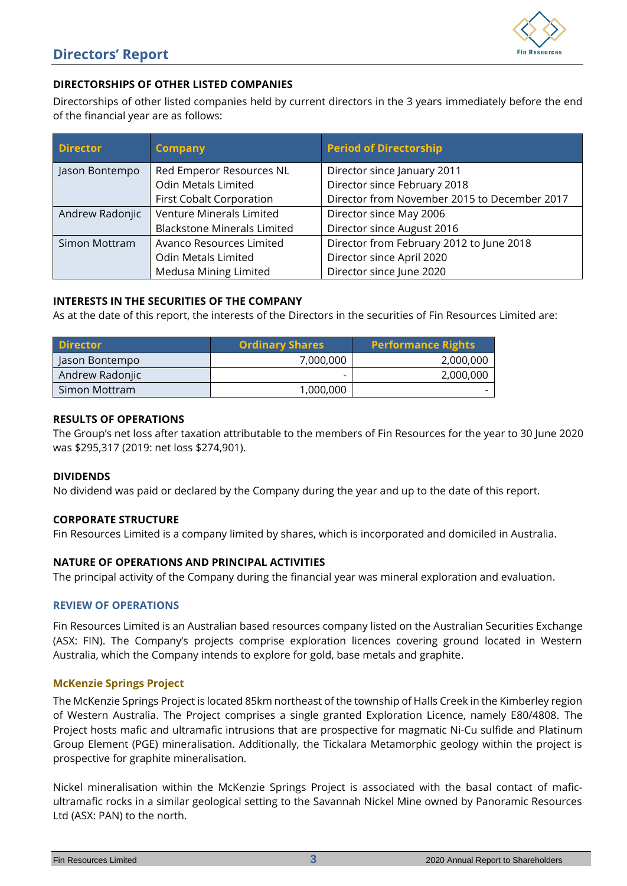## DIRECTORSHIPS OF OTHER LISTED COMPANIES

Directorships of other listed companies held by current directors in the 3 years immediately before the end of the financial year are as follows:

| Director | Company | Period of Directorship |
|---|---|---|
| Jason Bontempo | Red Emperor Resources NL<br>Odin Metals Limited<br>First Cobalt Corporation | Director since January 2011<br>Director since February 2018<br>Director from November 2015 to December 2017 |
| Andrew Radonjic | Venture Minerals Limited<br>Blackstone Minerals Limited | Director since May 2006<br>Director since August 2016 |
| Simon Mottram | Avanco Resources Limited<br>Odin Metals Limited<br>Medusa Mining Limited | Director from February 2012 to June 2018<br>Director since April 2020<br>Director since June 2020 |

## INTERESTS IN THE SECURITIES OF THE COMPANY

As at the date of this report, the interests of the Directors in the securities of Fin Resources Limited are:

| Director | Ordinary Shares | Performance Rights |
|---|---:|---:|
| Jason Bontempo | 7,000,000 | 2,000,000 |
| Andrew Radonjic | - | 2,000,000 |
| Simon Mottram | 1,000,000 | - |

## RESULTS OF OPERATIONS

The Group's net loss after taxation attributable to the members of Fin Resources for the year to 30 June 2020 was $295,317 (2019: net loss $274,901).

## DIVIDENDS

No dividend was paid or declared by the Company during the year and up to the date of this report.

## CORPORATE STRUCTURE

Fin Resources Limited is a company limited by shares, which is incorporated and domiciled in Australia.

## NATURE OF OPERATIONS AND PRINCIPAL ACTIVITIES

The principal activity of the Company during the financial year was mineral exploration and evaluation.

## REVIEW OF OPERATIONS

Fin Resources Limited is an Australian based resources company listed on the Australian Securities Exchange (ASX: FIN). The Company's projects comprise exploration licences covering ground located in Western Australia, which the Company intends to explore for gold, base metals and graphite.

### McKenzie Springs Project

The McKenzie Springs Project is located 85km northeast of the township of Halls Creek in the Kimberley region of Western Australia. The Project comprises a single granted Exploration Licence, namely E80/4808. The Project hosts mafic and ultramafic intrusions that are prospective for magmatic Ni-Cu sulfide and Platinum Group Element (PGE) mineralisation. Additionally, the Tickalara Metamorphic geology within the project is prospective for graphite mineralisation.

Nickel mineralisation within the McKenzie Springs Project is associated with the basal contact of mafic-ultramafic rocks in a similar geological setting to the Savannah Nickel Mine owned by Panoramic Resources Ltd (ASX: PAN) to the north.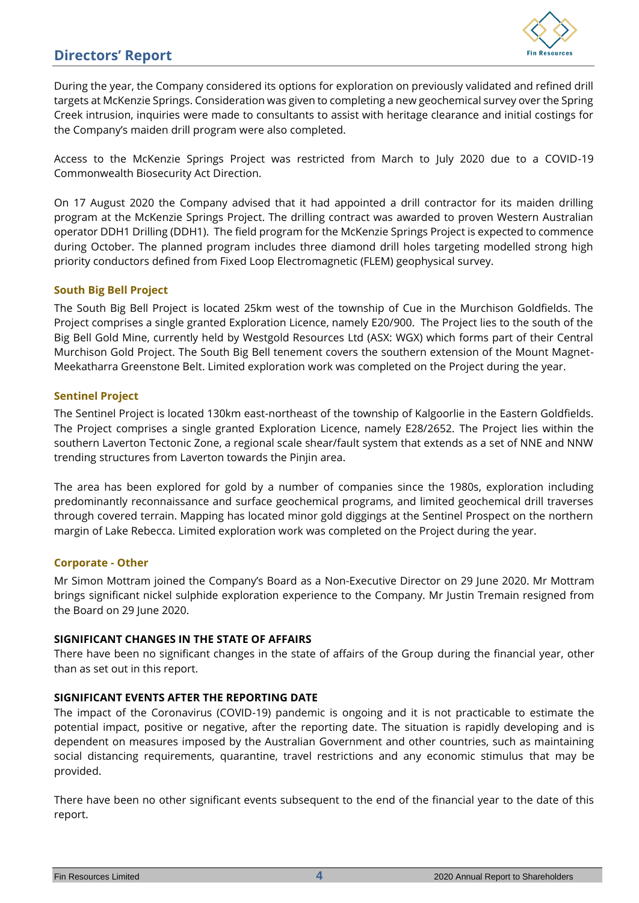During the year, the Company considered its options for exploration on previously validated and refined drill targets at McKenzie Springs. Consideration was given to completing a new geochemical survey over the Spring Creek intrusion, inquiries were made to consultants to assist with heritage clearance and initial costings for the Company's maiden drill program were also completed.

Access to the McKenzie Springs Project was restricted from March to July 2020 due to a COVID-19 Commonwealth Biosecurity Act Direction.

On 17 August 2020 the Company advised that it had appointed a drill contractor for its maiden drilling program at the McKenzie Springs Project. The drilling contract was awarded to proven Western Australian operator DDH1 Drilling (DDH1). The field program for the McKenzie Springs Project is expected to commence during October. The planned program includes three diamond drill holes targeting modelled strong high priority conductors defined from Fixed Loop Electromagnetic (FLEM) geophysical survey.

### South Big Bell Project

The South Big Bell Project is located 25km west of the township of Cue in the Murchison Goldfields. The Project comprises a single granted Exploration Licence, namely E20/900. The Project lies to the south of the Big Bell Gold Mine, currently held by Westgold Resources Ltd (ASX: WGX) which forms part of their Central Murchison Gold Project. The South Big Bell tenement covers the southern extension of the Mount Magnet-Meekatharra Greenstone Belt. Limited exploration work was completed on the Project during the year.

### Sentinel Project

The Sentinel Project is located 130km east-northeast of the township of Kalgoorlie in the Eastern Goldfields. The Project comprises a single granted Exploration Licence, namely E28/2652. The Project lies within the southern Laverton Tectonic Zone, a regional scale shear/fault system that extends as a set of NNE and NNW trending structures from Laverton towards the Pinjin area.

The area has been explored for gold by a number of companies since the 1980s, exploration including predominantly reconnaissance and surface geochemical programs, and limited geochemical drill traverses through covered terrain. Mapping has located minor gold diggings at the Sentinel Prospect on the northern margin of Lake Rebecca. Limited exploration work was completed on the Project during the year.

### Corporate - Other

Mr Simon Mottram joined the Company's Board as a Non-Executive Director on 29 June 2020. Mr Mottram brings significant nickel sulphide exploration experience to the Company. Mr Justin Tremain resigned from the Board on 29 June 2020.

## SIGNIFICANT CHANGES IN THE STATE OF AFFAIRS

There have been no significant changes in the state of affairs of the Group during the financial year, other than as set out in this report.

## SIGNIFICANT EVENTS AFTER THE REPORTING DATE

The impact of the Coronavirus (COVID-19) pandemic is ongoing and it is not practicable to estimate the potential impact, positive or negative, after the reporting date. The situation is rapidly developing and is dependent on measures imposed by the Australian Government and other countries, such as maintaining social distancing requirements, quarantine, travel restrictions and any economic stimulus that may be provided.

There have been no other significant events subsequent to the end of the financial year to the date of this report.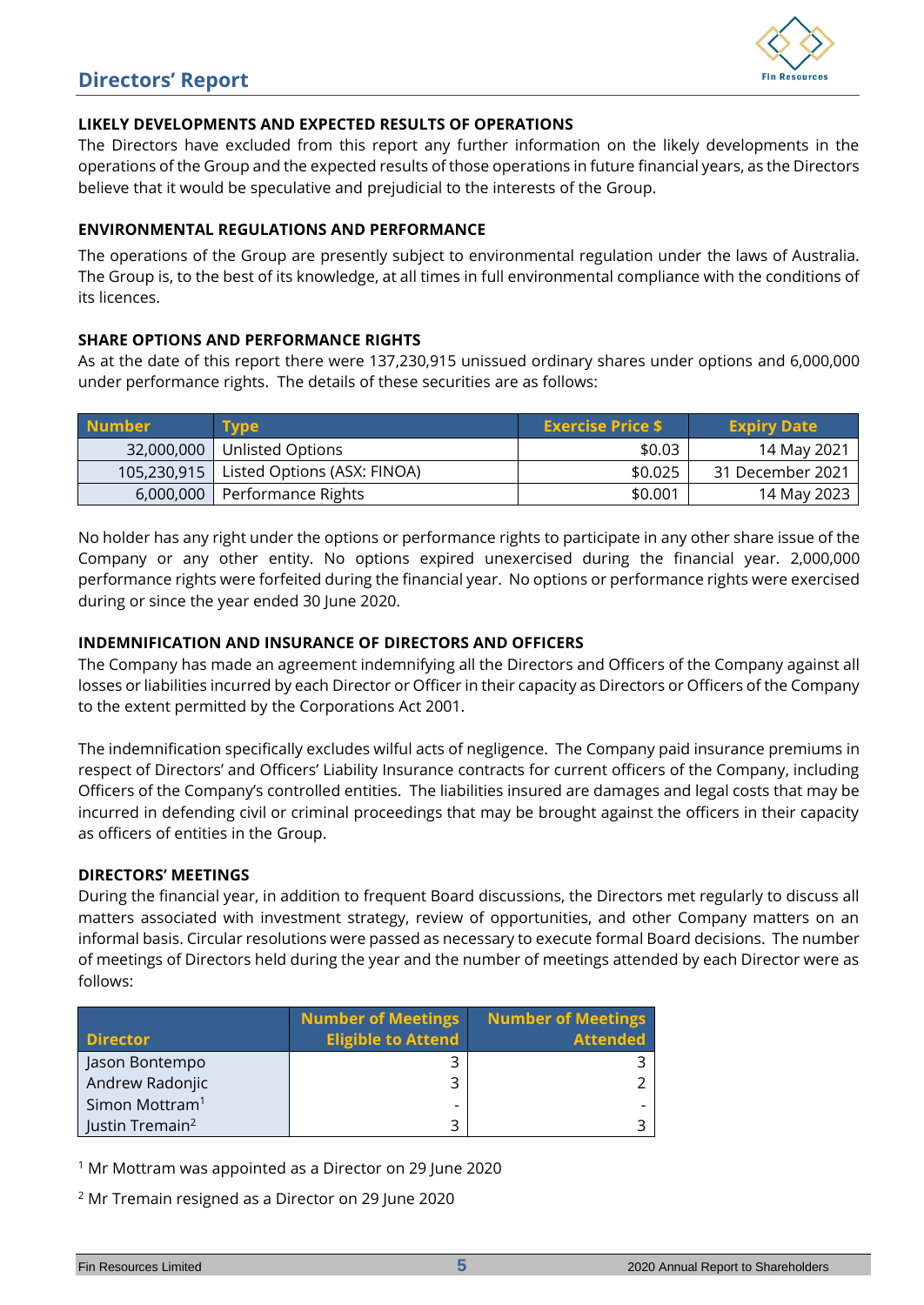## LIKELY DEVELOPMENTS AND EXPECTED RESULTS OF OPERATIONS

The Directors have excluded from this report any further information on the likely developments in the operations of the Group and the expected results of those operations in future financial years, as the Directors believe that it would be speculative and prejudicial to the interests of the Group.

## ENVIRONMENTAL REGULATIONS AND PERFORMANCE

The operations of the Group are presently subject to environmental regulation under the laws of Australia. The Group is, to the best of its knowledge, at all times in full environmental compliance with the conditions of its licences.

## SHARE OPTIONS AND PERFORMANCE RIGHTS

As at the date of this report there were 137,230,915 unissued ordinary shares under options and 6,000,000 under performance rights. The details of these securities are as follows:

| Number | Type | Exercise Price $ | Expiry Date |
|---|---|---|---|
| 32,000,000 | Unlisted Options | $0.03 | 14 May 2021 |
| 105,230,915 | Listed Options (ASX: FINOA) | $0.025 | 31 December 2021 |
| 6,000,000 | Performance Rights | $0.001 | 14 May 2023 |

No holder has any right under the options or performance rights to participate in any other share issue of the Company or any other entity. No options expired unexercised during the financial year. 2,000,000 performance rights were forfeited during the financial year. No options or performance rights were exercised during or since the year ended 30 June 2020.

## INDEMNIFICATION AND INSURANCE OF DIRECTORS AND OFFICERS

The Company has made an agreement indemnifying all the Directors and Officers of the Company against all losses or liabilities incurred by each Director or Officer in their capacity as Directors or Officers of the Company to the extent permitted by the Corporations Act 2001.

The indemnification specifically excludes wilful acts of negligence. The Company paid insurance premiums in respect of Directors' and Officers' Liability Insurance contracts for current officers of the Company, including Officers of the Company's controlled entities. The liabilities insured are damages and legal costs that may be incurred in defending civil or criminal proceedings that may be brought against the officers in their capacity as officers of entities in the Group.

## DIRECTORS' MEETINGS

During the financial year, in addition to frequent Board discussions, the Directors met regularly to discuss all matters associated with investment strategy, review of opportunities, and other Company matters on an informal basis. Circular resolutions were passed as necessary to execute formal Board decisions. The number of meetings of Directors held during the year and the number of meetings attended by each Director were as follows:

| Director | Number of Meetings Eligible to Attend | Number of Meetings Attended |
|---|---|---|
| Jason Bontempo | 3 | 3 |
| Andrew Radonjic | 3 | 2 |
| Simon Mottram[1] | - | - |
| Justin Tremain[2] | 3 | 3 |

[1] Mr Mottram was appointed as a Director on 29 June 2020

[2] Mr Tremain resigned as a Director on 29 June 2020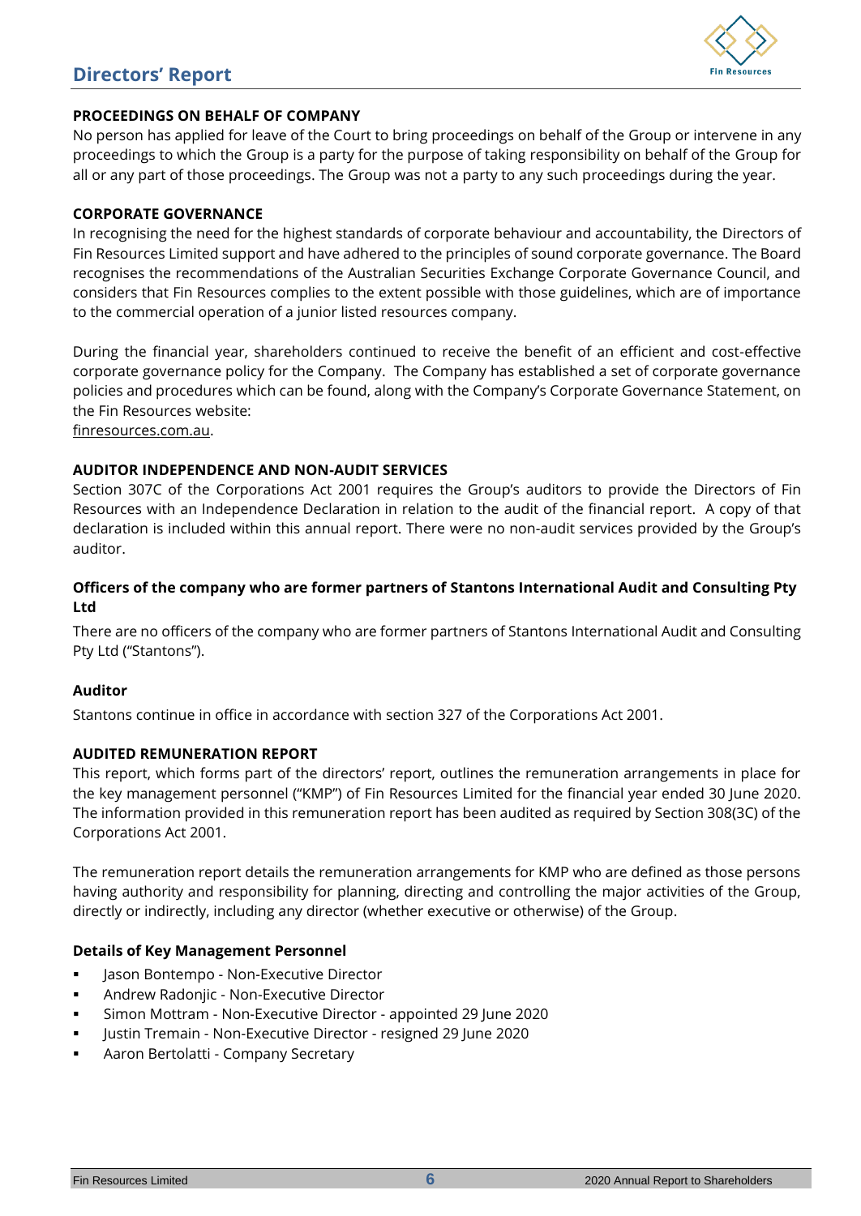## PROCEEDINGS ON BEHALF OF COMPANY

No person has applied for leave of the Court to bring proceedings on behalf of the Group or intervene in any proceedings to which the Group is a party for the purpose of taking responsibility on behalf of the Group for all or any part of those proceedings. The Group was not a party to any such proceedings during the year.

## CORPORATE GOVERNANCE

In recognising the need for the highest standards of corporate behaviour and accountability, the Directors of Fin Resources Limited support and have adhered to the principles of sound corporate governance. The Board recognises the recommendations of the Australian Securities Exchange Corporate Governance Council, and considers that Fin Resources complies to the extent possible with those guidelines, which are of importance to the commercial operation of a junior listed resources company.

During the financial year, shareholders continued to receive the benefit of an efficient and cost-effective corporate governance policy for the Company. The Company has established a set of corporate governance policies and procedures which can be found, along with the Company's Corporate Governance Statement, on the Fin Resources website:
finresources.com.au.

## AUDITOR INDEPENDENCE AND NON-AUDIT SERVICES

Section 307C of the Corporations Act 2001 requires the Group's auditors to provide the Directors of Fin Resources with an Independence Declaration in relation to the audit of the financial report. A copy of that declaration is included within this annual report. There were no non-audit services provided by the Group's auditor.

### Officers of the company who are former partners of Stantons International Audit and Consulting Pty Ltd

There are no officers of the company who are former partners of Stantons International Audit and Consulting Pty Ltd ("Stantons").

### Auditor

Stantons continue in office in accordance with section 327 of the Corporations Act 2001.

## AUDITED REMUNERATION REPORT

This report, which forms part of the directors' report, outlines the remuneration arrangements in place for the key management personnel ("KMP") of Fin Resources Limited for the financial year ended 30 June 2020. The information provided in this remuneration report has been audited as required by Section 308(3C) of the Corporations Act 2001.

The remuneration report details the remuneration arrangements for KMP who are defined as those persons having authority and responsibility for planning, directing and controlling the major activities of the Group, directly or indirectly, including any director (whether executive or otherwise) of the Group.

### Details of Key Management Personnel

- Jason Bontempo - Non-Executive Director
- Andrew Radonjic - Non-Executive Director
- Simon Mottram - Non-Executive Director - appointed 29 June 2020
- Justin Tremain - Non-Executive Director - resigned 29 June 2020
- Aaron Bertolatti - Company Secretary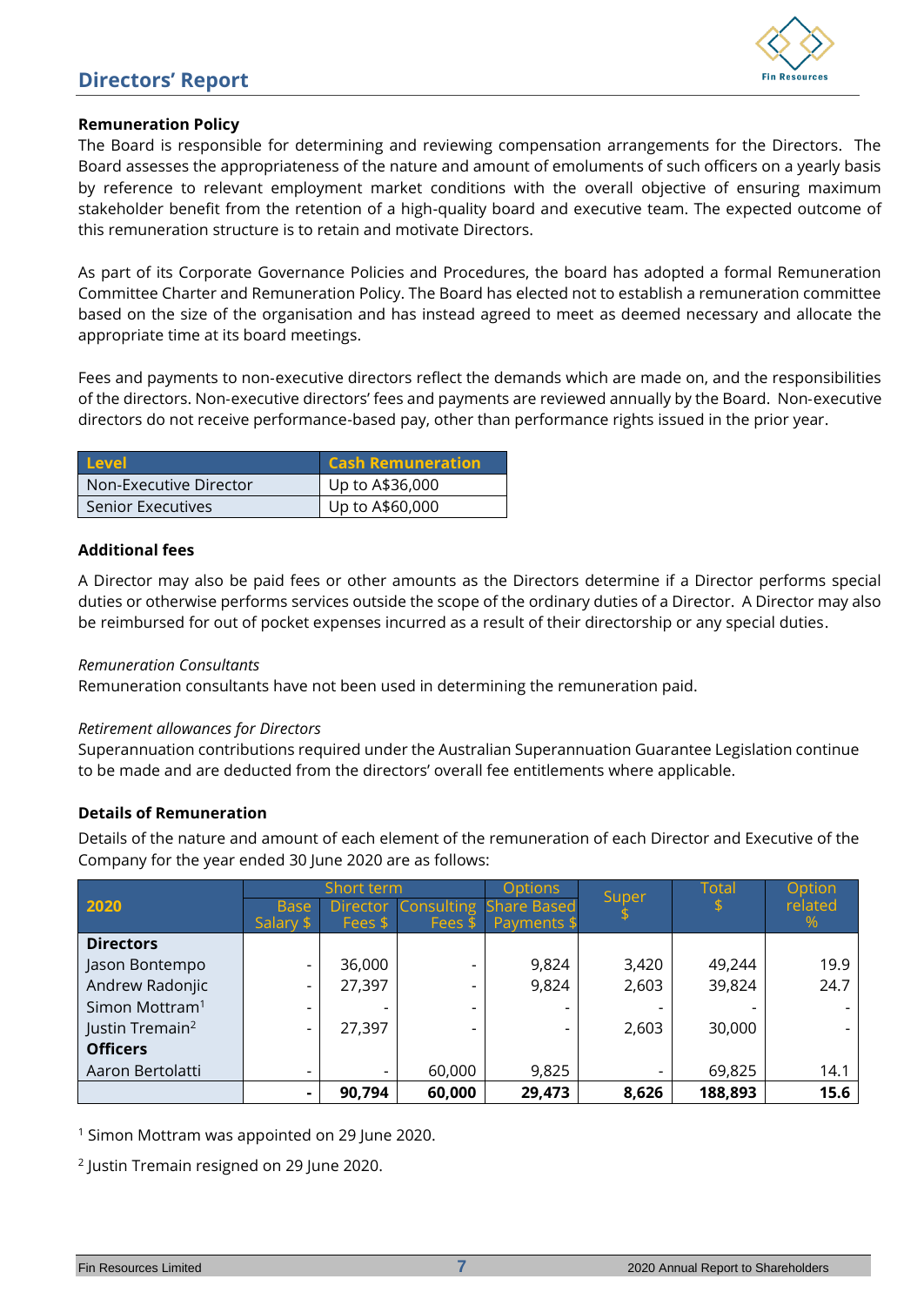## Directors' Report

**Remuneration Policy**

The Board is responsible for determining and reviewing compensation arrangements for the Directors. The Board assesses the appropriateness of the nature and amount of emoluments of such officers on a yearly basis by reference to relevant employment market conditions with the overall objective of ensuring maximum stakeholder benefit from the retention of a high-quality board and executive team. The expected outcome of this remuneration structure is to retain and motivate Directors.

As part of its Corporate Governance Policies and Procedures, the board has adopted a formal Remuneration Committee Charter and Remuneration Policy. The Board has elected not to establish a remuneration committee based on the size of the organisation and has instead agreed to meet as deemed necessary and allocate the appropriate time at its board meetings.

Fees and payments to non-executive directors reflect the demands which are made on, and the responsibilities of the directors. Non-executive directors' fees and payments are reviewed annually by the Board. Non-executive directors do not receive performance-based pay, other than performance rights issued in the prior year.

| Level | Cash Remuneration |
|---|---|
| Non-Executive Director | Up to A$36,000 |
| Senior Executives | Up to A$60,000 |

**Additional fees**

A Director may also be paid fees or other amounts as the Directors determine if a Director performs special duties or otherwise performs services outside the scope of the ordinary duties of a Director. A Director may also be reimbursed for out of pocket expenses incurred as a result of their directorship or any special duties.

*Remuneration Consultants*

Remuneration consultants have not been used in determining the remuneration paid.

*Retirement allowances for Directors*

Superannuation contributions required under the Australian Superannuation Guarantee Legislation continue to be made and are deducted from the directors' overall fee entitlements where applicable.

**Details of Remuneration**

Details of the nature and amount of each element of the remuneration of each Director and Executive of the Company for the year ended 30 June 2020 are as follows:

| 2020 | Short term | | | Options | Super | Total | Option related |
|---|---|---|---|---|---|---|---|
| | Base Salary $ | Director Fees $ | Consulting Fees $ | Share Based Payments $ | $ | $ | % |
| **Directors** | | | | | | | |
| Jason Bontempo | - | 36,000 | - | 9,824 | 3,420 | 49,244 | 19.9 |
| Andrew Radonjic | - | 27,397 | - | 9,824 | 2,603 | 39,824 | 24.7 |
| Simon Mottram[1] | - | - | - | - | - | - | - |
| Justin Tremain[2] | - | 27,397 | - | - | 2,603 | 30,000 | - |
| **Officers** | | | | | | | |
| Aaron Bertolatti | - | - | 60,000 | 9,825 | - | 69,825 | 14.1 |
| | **-** | **90,794** | **60,000** | **29,473** | **8,626** | **188,893** | **15.6** |

[1] Simon Mottram was appointed on 29 June 2020.

[2] Justin Tremain resigned on 29 June 2020.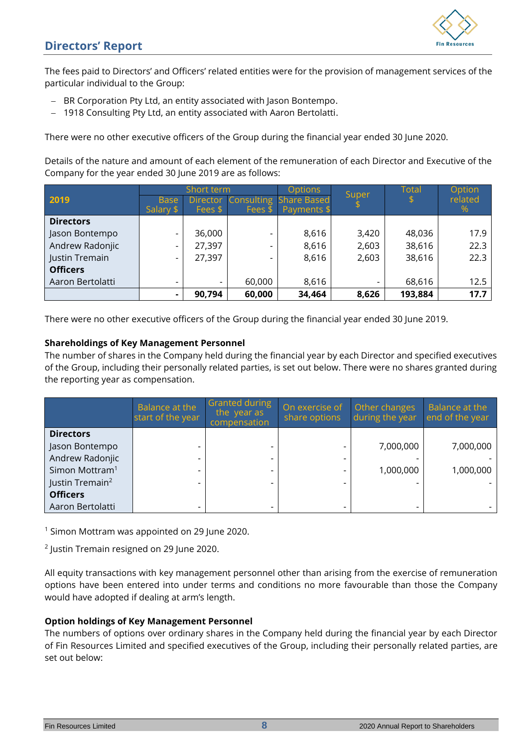## Directors' Report

The fees paid to Directors' and Officers' related entities were for the provision of management services of the particular individual to the Group:

- BR Corporation Pty Ltd, an entity associated with Jason Bontempo.
- 1918 Consulting Pty Ltd, an entity associated with Aaron Bertolatti.

There were no other executive officers of the Group during the financial year ended 30 June 2020.

Details of the nature and amount of each element of the remuneration of each Director and Executive of the Company for the year ended 30 June 2019 are as follows:

| 2019 | Short term | | | Options | Super $ | Total $ | Option related % |
|---|---|---|---|---|---|---|---|
| | Base Salary $ | Director Fees $ | Consulting Fees $ | Share Based Payments $ | | | |
| **Directors** | | | | | | | |
| Jason Bontempo | - | 36,000 | - | 8,616 | 3,420 | 48,036 | 17.9 |
| Andrew Radonjic | - | 27,397 | - | 8,616 | 2,603 | 38,616 | 22.3 |
| Justin Tremain | - | 27,397 | - | 8,616 | 2,603 | 38,616 | 22.3 |
| **Officers** | | | | | | | |
| Aaron Bertolatti | - | - | 60,000 | 8,616 | - | 68,616 | 12.5 |
| | **-** | **90,794** | **60,000** | **34,464** | **8,626** | **193,884** | **17.7** |

There were no other executive officers of the Group during the financial year ended 30 June 2019.

**Shareholdings of Key Management Personnel**

The number of shares in the Company held during the financial year by each Director and specified executives of the Group, including their personally related parties, is set out below. There were no shares granted during the reporting year as compensation.

| | Balance at the start of the year | Granted during the year as compensation | On exercise of share options | Other changes during the year | Balance at the end of the year |
|---|---|---|---|---|---|
| **Directors** | | | | | |
| Jason Bontempo | - | - | - | 7,000,000 | 7,000,000 |
| Andrew Radonjic | - | - | - | - | - |
| Simon Mottram[1] | - | - | - | 1,000,000 | 1,000,000 |
| Justin Tremain[2] | - | - | - | - | - |
| **Officers** | | | | | |
| Aaron Bertolatti | - | - | - | - | - |

[1] Simon Mottram was appointed on 29 June 2020.

[2] Justin Tremain resigned on 29 June 2020.

All equity transactions with key management personnel other than arising from the exercise of remuneration options have been entered into under terms and conditions no more favourable than those the Company would have adopted if dealing at arm's length.

**Option holdings of Key Management Personnel**

The numbers of options over ordinary shares in the Company held during the financial year by each Director of Fin Resources Limited and specified executives of the Group, including their personally related parties, are set out below: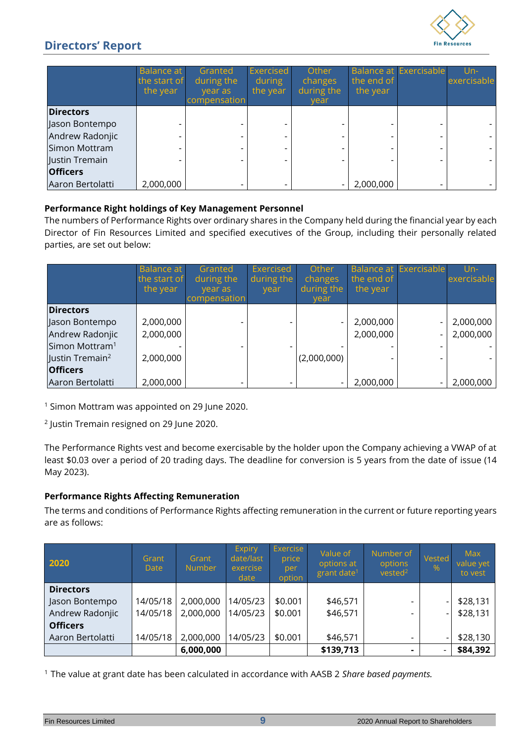## Directors' Report

| | Balance at the start of the year | Granted during the year as compensation | Exercised during the year | Other changes during the year | Balance at the end of the year | Exercisable | Un-exercisable |
|---|---|---|---|---|---|---|---|
| **Directors** | | | | | | | |
| Jason Bontempo | - | - | - | - | - | - | - |
| Andrew Radonjic | - | - | - | - | - | - | - |
| Simon Mottram | - | - | - | - | - | - | - |
| Justin Tremain | - | - | - | - | - | - | - |
| **Officers** | | | | | | | |
| Aaron Bertolatti | 2,000,000 | - | - | - | 2,000,000 | - | - |

### Performance Right holdings of Key Management Personnel

The numbers of Performance Rights over ordinary shares in the Company held during the financial year by each Director of Fin Resources Limited and specified executives of the Group, including their personally related parties, are set out below:

| | Balance at the start of the year | Granted during the year as compensation | Exercised during the year | Other changes during the year | Balance at the end of the year | Exercisable | Un-exercisable |
|---|---|---|---|---|---|---|---|
| **Directors** | | | | | | | |
| Jason Bontempo | 2,000,000 | - | - | - | 2,000,000 | - | 2,000,000 |
| Andrew Radonjic | 2,000,000 | | | | 2,000,000 | - | 2,000,000 |
| Simon Mottram[1] | - | - | - | - | - | - | - |
| Justin Tremain[2] | 2,000,000 | | | (2,000,000) | - | - | - |
| **Officers** | | | | | | | |
| Aaron Bertolatti | 2,000,000 | - | - | - | 2,000,000 | - | 2,000,000 |

[1] Simon Mottram was appointed on 29 June 2020.

[2] Justin Tremain resigned on 29 June 2020.

The Performance Rights vest and become exercisable by the holder upon the Company achieving a VWAP of at least $0.03 over a period of 20 trading days. The deadline for conversion is 5 years from the date of issue (14 May 2023).

### Performance Rights Affecting Remuneration

The terms and conditions of Performance Rights affecting remuneration in the current or future reporting years are as follows:

| 2020 | Grant Date | Grant Number | Expiry date/last exercise date | Exercise price per option | Value of options at grant date[1] | Number of options vested[2] | Vested % | Max value yet to vest |
|---|---|---|---|---|---|---|---|---|
| **Directors** | | | | | | | | |
| Jason Bontempo | 14/05/18 | 2,000,000 | 14/05/23 | $0.001 | $46,571 | - | - | $28,131 |
| Andrew Radonjic | 14/05/18 | 2,000,000 | 14/05/23 | $0.001 | $46,571 | - | - | $28,131 |
| **Officers** | | | | | | | | |
| Aaron Bertolatti | 14/05/18 | 2,000,000 | 14/05/23 | $0.001 | $46,571 | - | - | $28,130 |
| | | **6,000,000** | | | **$139,713** | **-** | - | **$84,392** |

[1] The value at grant date has been calculated in accordance with AASB 2 *Share based payments.*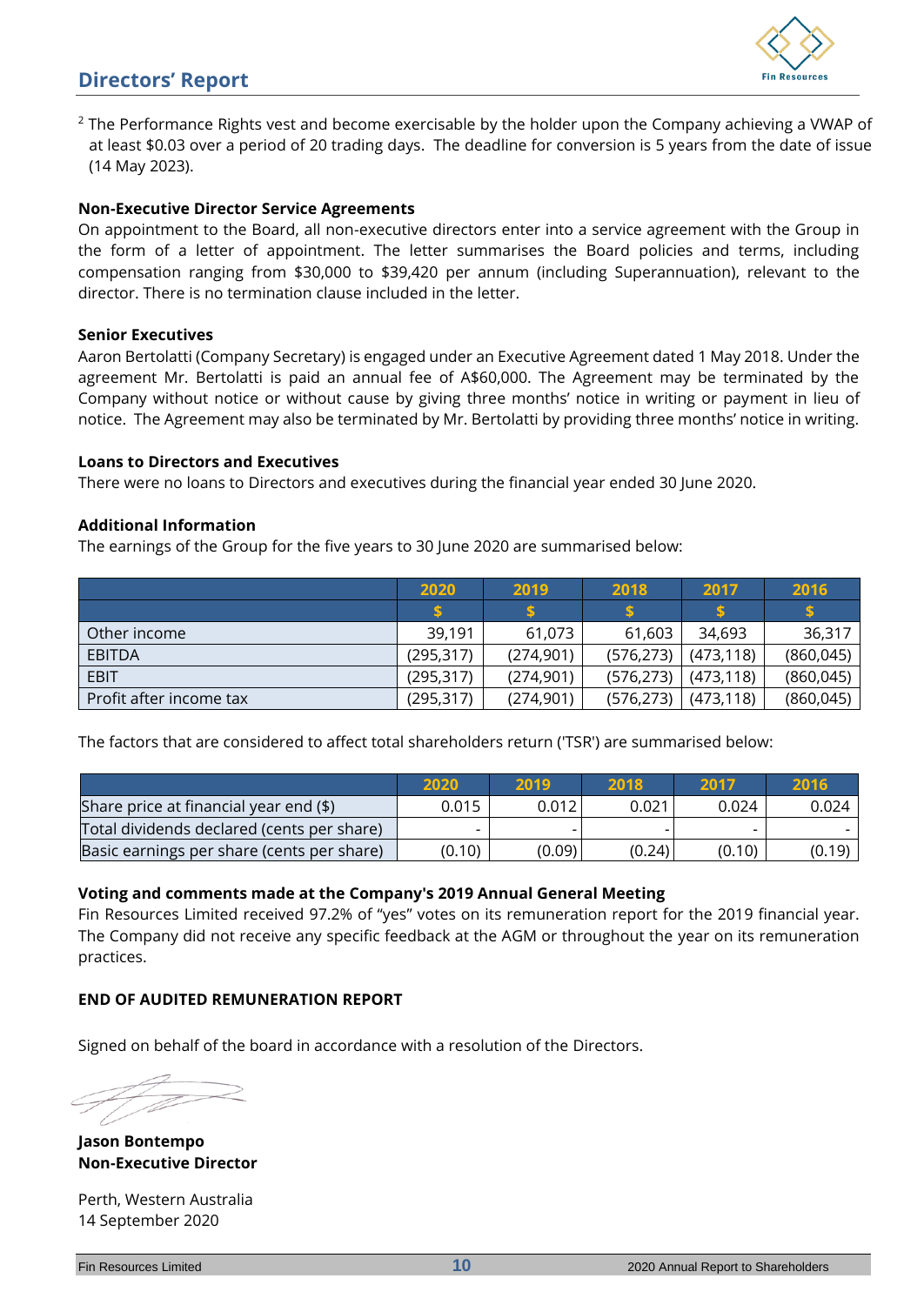## Directors' Report

[2] The Performance Rights vest and become exercisable by the holder upon the Company achieving a VWAP of at least $0.03 over a period of 20 trading days. The deadline for conversion is 5 years from the date of issue (14 May 2023).

**Non-Executive Director Service Agreements**

On appointment to the Board, all non-executive directors enter into a service agreement with the Group in the form of a letter of appointment. The letter summarises the Board policies and terms, including compensation ranging from $30,000 to $39,420 per annum (including Superannuation), relevant to the director. There is no termination clause included in the letter.

**Senior Executives**

Aaron Bertolatti (Company Secretary) is engaged under an Executive Agreement dated 1 May 2018. Under the agreement Mr. Bertolatti is paid an annual fee of A$60,000. The Agreement may be terminated by the Company without notice or without cause by giving three months' notice in writing or payment in lieu of notice. The Agreement may also be terminated by Mr. Bertolatti by providing three months' notice in writing.

**Loans to Directors and Executives**

There were no loans to Directors and executives during the financial year ended 30 June 2020.

**Additional Information**

The earnings of the Group for the five years to 30 June 2020 are summarised below:

| | 2020 | 2019 | 2018 | 2017 | 2016 |
|---|---|---|---|---|---|
| | $ | $ | $ | $ | $ |
| Other income | 39,191 | 61,073 | 61,603 | 34,693 | 36,317 |
| EBITDA | (295,317) | (274,901) | (576,273) | (473,118) | (860,045) |
| EBIT | (295,317) | (274,901) | (576,273) | (473,118) | (860,045) |
| Profit after income tax | (295,317) | (274,901) | (576,273) | (473,118) | (860,045) |

The factors that are considered to affect total shareholders return ('TSR') are summarised below:

| | 2020 | 2019 | 2018 | 2017 | 2016 |
|---|---|---|---|---|---|
| Share price at financial year end ($) | 0.015 | 0.012 | 0.021 | 0.024 | 0.024 |
| Total dividends declared (cents per share) | - | - | - | - | - |
| Basic earnings per share (cents per share) | (0.10) | (0.09) | (0.24) | (0.10) | (0.19) |

**Voting and comments made at the Company's 2019 Annual General Meeting**

Fin Resources Limited received 97.2% of "yes" votes on its remuneration report for the 2019 financial year. The Company did not receive any specific feedback at the AGM or throughout the year on its remuneration practices.

**END OF AUDITED REMUNERATION REPORT**

Signed on behalf of the board in accordance with a resolution of the Directors.

**Jason Bontempo**
**Non-Executive Director**

Perth, Western Australia
14 September 2020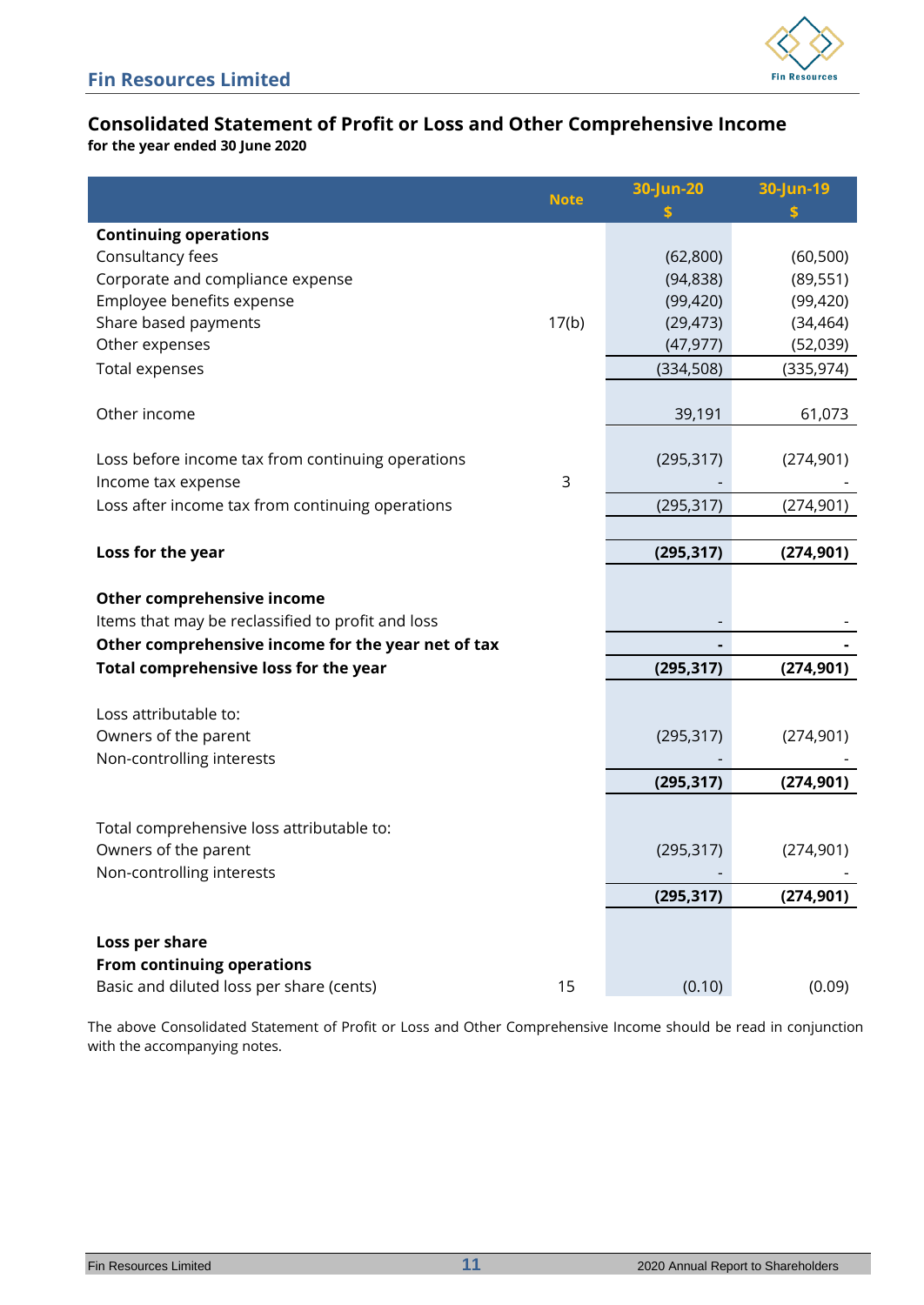## Consolidated Statement of Profit or Loss and Other Comprehensive Income

**for the year ended 30 June 2020**

| | Note | 30-Jun-20 $ | 30-Jun-19 $ |
|---|---|---|---|
| **Continuing operations** | | | |
| Consultancy fees | | (62,800) | (60,500) |
| Corporate and compliance expense | | (94,838) | (89,551) |
| Employee benefits expense | | (99,420) | (99,420) |
| Share based payments | 17(b) | (29,473) | (34,464) |
| Other expenses | | (47,977) | (52,039) |
| Total expenses | | (334,508) | (335,974) |
| | | | |
| Other income | | 39,191 | 61,073 |
| | | | |
| Loss before income tax from continuing operations | | (295,317) | (274,901) |
| Income tax expense | 3 | - | - |
| Loss after income tax from continuing operations | | (295,317) | (274,901) |
| | | | |
| **Loss for the year** | | **(295,317)** | **(274,901)** |
| | | | |
| **Other comprehensive income** | | | |
| Items that may be reclassified to profit and loss | | - | - |
| **Other comprehensive income for the year net of tax** | | **-** | **-** |
| **Total comprehensive loss for the year** | | **(295,317)** | **(274,901)** |
| | | | |
| Loss attributable to: | | | |
| Owners of the parent | | (295,317) | (274,901) |
| Non-controlling interests | | - | - |
| | | **(295,317)** | **(274,901)** |
| | | | |
| Total comprehensive loss attributable to: | | | |
| Owners of the parent | | (295,317) | (274,901) |
| Non-controlling interests | | - | - |
| | | **(295,317)** | **(274,901)** |
| | | | |
| **Loss per share** | | | |
| **From continuing operations** | | | |
| Basic and diluted loss per share (cents) | 15 | (0.10) | (0.09) |

The above Consolidated Statement of Profit or Loss and Other Comprehensive Income should be read in conjunction with the accompanying notes.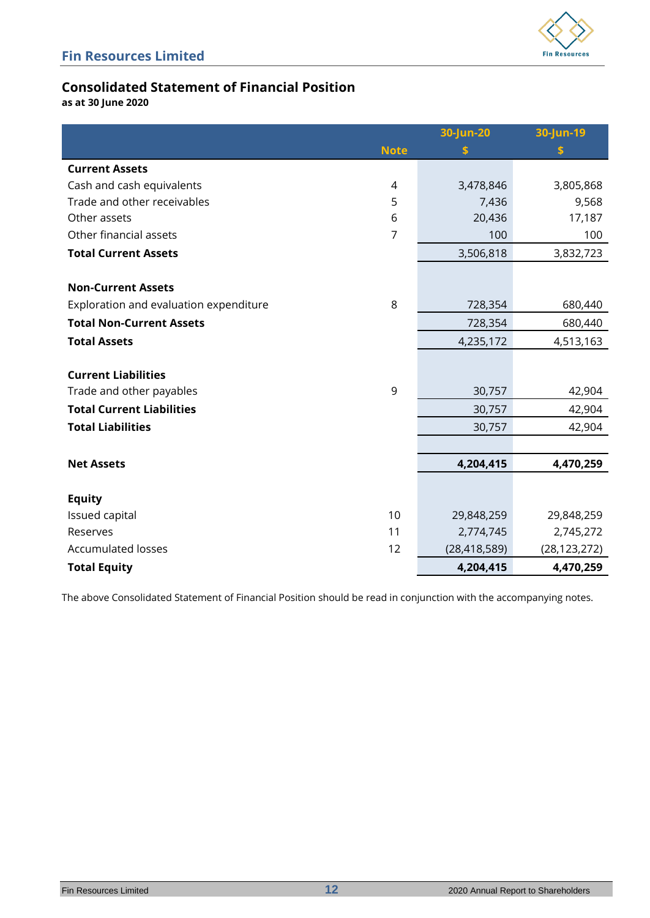## Consolidated Statement of Financial Position

**as at 30 June 2020**

| | Note | 30-Jun-20<br>$ | 30-Jun-19<br>$ |
|---|---|---|---|
| **Current Assets** | | | |
| Cash and cash equivalents | 4 | 3,478,846 | 3,805,868 |
| Trade and other receivables | 5 | 7,436 | 9,568 |
| Other assets | 6 | 20,436 | 17,187 |
| Other financial assets | 7 | 100 | 100 |
| **Total Current Assets** | | 3,506,818 | 3,832,723 |
| | | | |
| **Non-Current Assets** | | | |
| Exploration and evaluation expenditure | 8 | 728,354 | 680,440 |
| **Total Non-Current Assets** | | 728,354 | 680,440 |
| **Total Assets** | | 4,235,172 | 4,513,163 |
| | | | |
| **Current Liabilities** | | | |
| Trade and other payables | 9 | 30,757 | 42,904 |
| **Total Current Liabilities** | | 30,757 | 42,904 |
| **Total Liabilities** | | 30,757 | 42,904 |
| | | | |
| **Net Assets** | | **4,204,415** | **4,470,259** |
| | | | |
| **Equity** | | | |
| Issued capital | 10 | 29,848,259 | 29,848,259 |
| Reserves | 11 | 2,774,745 | 2,745,272 |
| Accumulated losses | 12 | (28,418,589) | (28,123,272) |
| **Total Equity** | | **4,204,415** | **4,470,259** |

The above Consolidated Statement of Financial Position should be read in conjunction with the accompanying notes.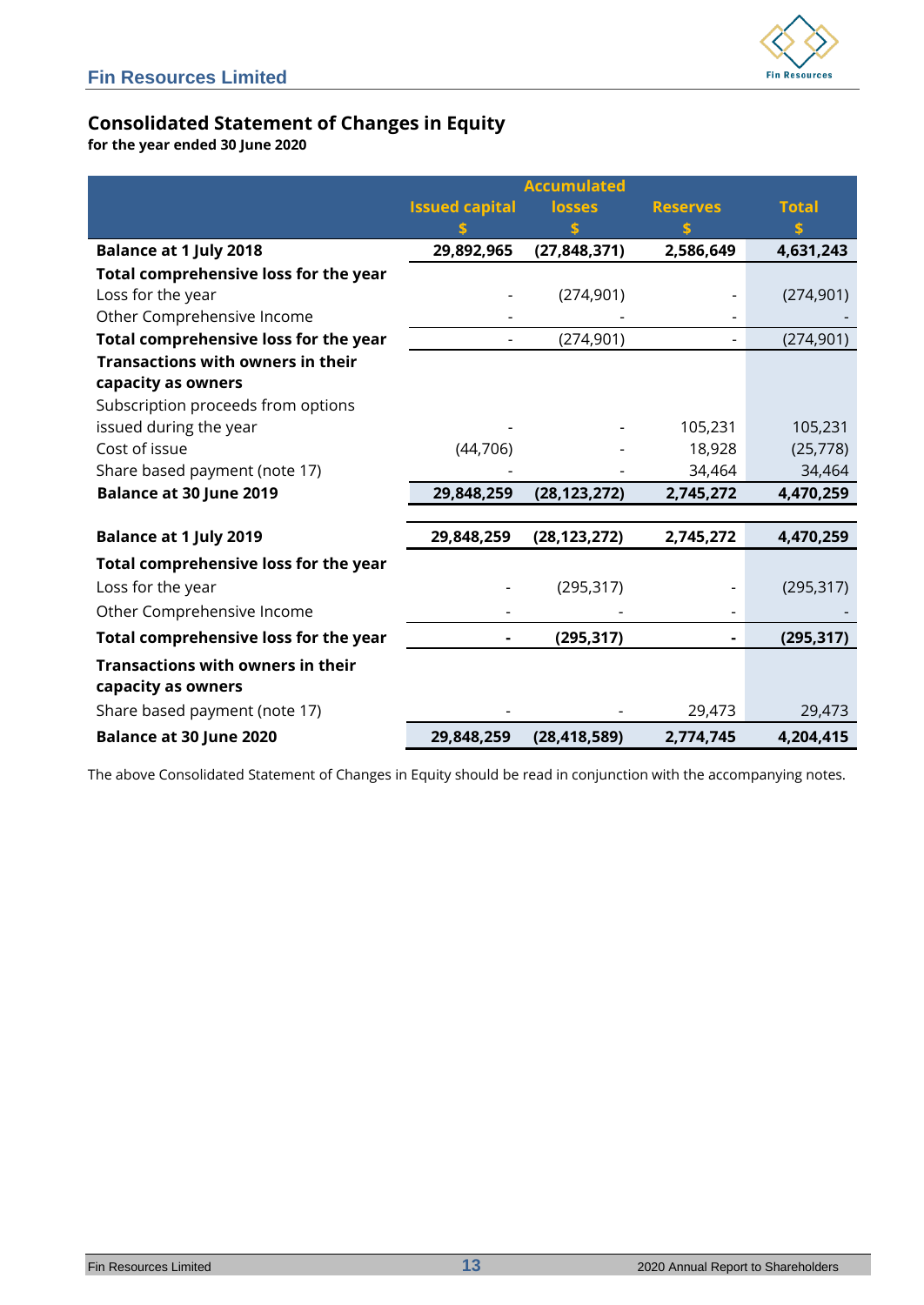## Consolidated Statement of Changes in Equity

**for the year ended 30 June 2020**

| | Issued capital $ | Accumulated losses $ | Reserves $ | Total $ |
|---|---|---|---|---|
| **Balance at 1 July 2018** | **29,892,965** | **(27,848,371)** | **2,586,649** | **4,631,243** |
| **Total comprehensive loss for the year** | | | | |
| Loss for the year | - | (274,901) | - | (274,901) |
| Other Comprehensive Income | - | - | - | - |
| **Total comprehensive loss for the year** | - | (274,901) | - | (274,901) |
| **Transactions with owners in their capacity as owners** | | | | |
| Subscription proceeds from options issued during the year | - | - | 105,231 | 105,231 |
| Cost of issue | (44,706) | - | 18,928 | (25,778) |
| Share based payment (note 17) | - | - | 34,464 | 34,464 |
| **Balance at 30 June 2019** | **29,848,259** | **(28,123,272)** | **2,745,272** | **4,470,259** |
| | | | | |
| **Balance at 1 July 2019** | **29,848,259** | **(28,123,272)** | **2,745,272** | **4,470,259** |
| **Total comprehensive loss for the year** | | | | |
| Loss for the year | - | (295,317) | - | (295,317) |
| Other Comprehensive Income | - | - | - | - |
| **Total comprehensive loss for the year** | **-** | **(295,317)** | **-** | **(295,317)** |
| **Transactions with owners in their capacity as owners** | | | | |
| Share based payment (note 17) | - | - | 29,473 | 29,473 |
| **Balance at 30 June 2020** | **29,848,259** | **(28,418,589)** | **2,774,745** | **4,204,415** |

The above Consolidated Statement of Changes in Equity should be read in conjunction with the accompanying notes.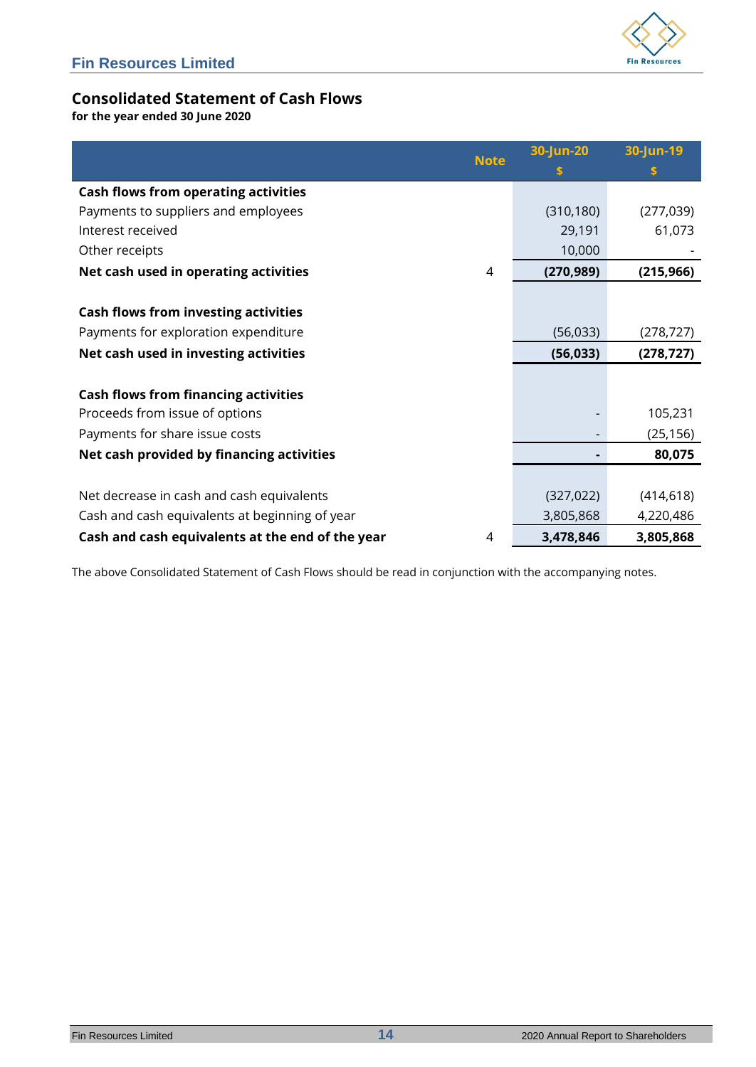# Consolidated Statement of Cash Flows

**for the year ended 30 June 2020**

| | Note | 30-Jun-20<br>$ | 30-Jun-19<br>$ |
|---|---|---|---|
| **Cash flows from operating activities** | | | |
| Payments to suppliers and employees | | (310,180) | (277,039) |
| Interest received | | 29,191 | 61,073 |
| Other receipts | | 10,000 | - |
| **Net cash used in operating activities** | 4 | **(270,989)** | **(215,966)** |
| | | | |
| **Cash flows from investing activities** | | | |
| Payments for exploration expenditure | | (56,033) | (278,727) |
| **Net cash used in investing activities** | | **(56,033)** | **(278,727)** |
| | | | |
| **Cash flows from financing activities** | | | |
| Proceeds from issue of options | | - | 105,231 |
| Payments for share issue costs | | - | (25,156) |
| **Net cash provided by financing activities** | | **-** | **80,075** |
| | | | |
| Net decrease in cash and cash equivalents | | (327,022) | (414,618) |
| Cash and cash equivalents at beginning of year | | 3,805,868 | 4,220,486 |
| **Cash and cash equivalents at the end of the year** | 4 | **3,478,846** | **3,805,868** |

The above Consolidated Statement of Cash Flows should be read in conjunction with the accompanying notes.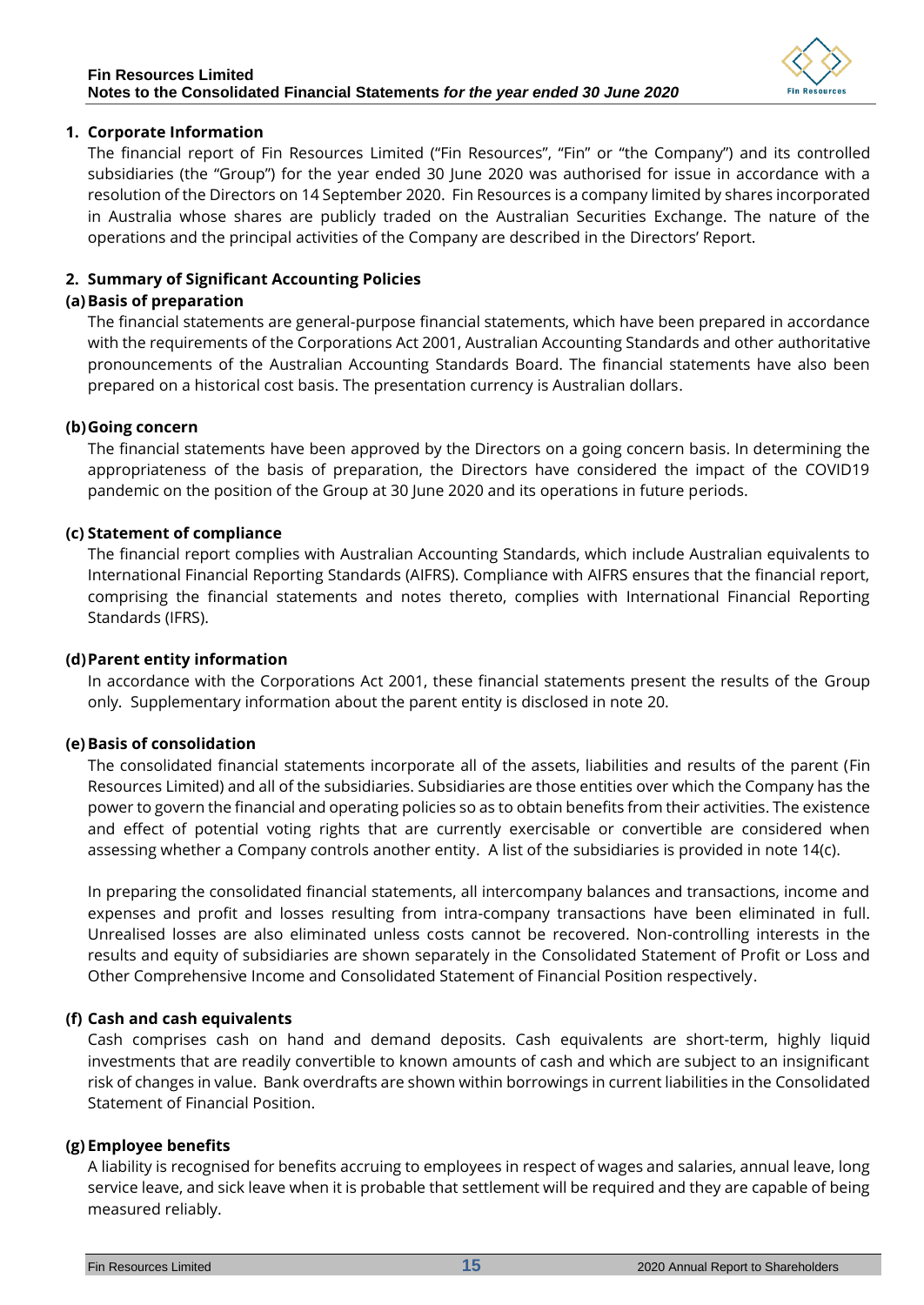## 1. Corporate Information

The financial report of Fin Resources Limited ("Fin Resources", "Fin" or "the Company") and its controlled subsidiaries (the "Group") for the year ended 30 June 2020 was authorised for issue in accordance with a resolution of the Directors on 14 September 2020. Fin Resources is a company limited by shares incorporated in Australia whose shares are publicly traded on the Australian Securities Exchange. The nature of the operations and the principal activities of the Company are described in the Directors' Report.

## 2. Summary of Significant Accounting Policies

### (a) Basis of preparation

The financial statements are general-purpose financial statements, which have been prepared in accordance with the requirements of the Corporations Act 2001, Australian Accounting Standards and other authoritative pronouncements of the Australian Accounting Standards Board. The financial statements have also been prepared on a historical cost basis. The presentation currency is Australian dollars.

### (b) Going concern

The financial statements have been approved by the Directors on a going concern basis. In determining the appropriateness of the basis of preparation, the Directors have considered the impact of the COVID19 pandemic on the position of the Group at 30 June 2020 and its operations in future periods.

### (c) Statement of compliance

The financial report complies with Australian Accounting Standards, which include Australian equivalents to International Financial Reporting Standards (AIFRS). Compliance with AIFRS ensures that the financial report, comprising the financial statements and notes thereto, complies with International Financial Reporting Standards (IFRS).

### (d) Parent entity information

In accordance with the Corporations Act 2001, these financial statements present the results of the Group only. Supplementary information about the parent entity is disclosed in note 20.

### (e) Basis of consolidation

The consolidated financial statements incorporate all of the assets, liabilities and results of the parent (Fin Resources Limited) and all of the subsidiaries. Subsidiaries are those entities over which the Company has the power to govern the financial and operating policies so as to obtain benefits from their activities. The existence and effect of potential voting rights that are currently exercisable or convertible are considered when assessing whether a Company controls another entity. A list of the subsidiaries is provided in note 14(c).

In preparing the consolidated financial statements, all intercompany balances and transactions, income and expenses and profit and losses resulting from intra-company transactions have been eliminated in full. Unrealised losses are also eliminated unless costs cannot be recovered. Non-controlling interests in the results and equity of subsidiaries are shown separately in the Consolidated Statement of Profit or Loss and Other Comprehensive Income and Consolidated Statement of Financial Position respectively.

### (f) Cash and cash equivalents

Cash comprises cash on hand and demand deposits. Cash equivalents are short-term, highly liquid investments that are readily convertible to known amounts of cash and which are subject to an insignificant risk of changes in value. Bank overdrafts are shown within borrowings in current liabilities in the Consolidated Statement of Financial Position.

### (g) Employee benefits

A liability is recognised for benefits accruing to employees in respect of wages and salaries, annual leave, long service leave, and sick leave when it is probable that settlement will be required and they are capable of being measured reliably.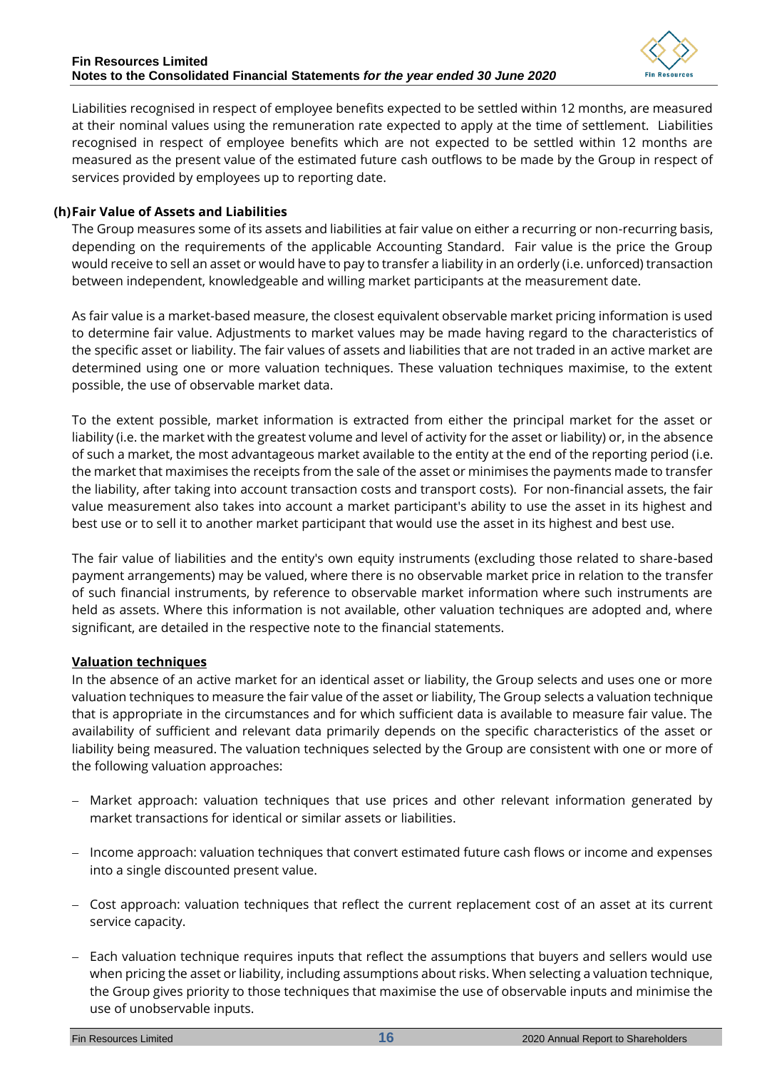Liabilities recognised in respect of employee benefits expected to be settled within 12 months, are measured at their nominal values using the remuneration rate expected to apply at the time of settlement. Liabilities recognised in respect of employee benefits which are not expected to be settled within 12 months are measured as the present value of the estimated future cash outflows to be made by the Group in respect of services provided by employees up to reporting date.

**(h) Fair Value of Assets and Liabilities**

The Group measures some of its assets and liabilities at fair value on either a recurring or non-recurring basis, depending on the requirements of the applicable Accounting Standard. Fair value is the price the Group would receive to sell an asset or would have to pay to transfer a liability in an orderly (i.e. unforced) transaction between independent, knowledgeable and willing market participants at the measurement date.

As fair value is a market-based measure, the closest equivalent observable market pricing information is used to determine fair value. Adjustments to market values may be made having regard to the characteristics of the specific asset or liability. The fair values of assets and liabilities that are not traded in an active market are determined using one or more valuation techniques. These valuation techniques maximise, to the extent possible, the use of observable market data.

To the extent possible, market information is extracted from either the principal market for the asset or liability (i.e. the market with the greatest volume and level of activity for the asset or liability) or, in the absence of such a market, the most advantageous market available to the entity at the end of the reporting period (i.e. the market that maximises the receipts from the sale of the asset or minimises the payments made to transfer the liability, after taking into account transaction costs and transport costs). For non-financial assets, the fair value measurement also takes into account a market participant's ability to use the asset in its highest and best use or to sell it to another market participant that would use the asset in its highest and best use.

The fair value of liabilities and the entity's own equity instruments (excluding those related to share-based payment arrangements) may be valued, where there is no observable market price in relation to the transfer of such financial instruments, by reference to observable market information where such instruments are held as assets. Where this information is not available, other valuation techniques are adopted and, where significant, are detailed in the respective note to the financial statements.

**Valuation techniques**

In the absence of an active market for an identical asset or liability, the Group selects and uses one or more valuation techniques to measure the fair value of the asset or liability, The Group selects a valuation technique that is appropriate in the circumstances and for which sufficient data is available to measure fair value. The availability of sufficient and relevant data primarily depends on the specific characteristics of the asset or liability being measured. The valuation techniques selected by the Group are consistent with one or more of the following valuation approaches:

- Market approach: valuation techniques that use prices and other relevant information generated by market transactions for identical or similar assets or liabilities.
- Income approach: valuation techniques that convert estimated future cash flows or income and expenses into a single discounted present value.
- Cost approach: valuation techniques that reflect the current replacement cost of an asset at its current service capacity.
- Each valuation technique requires inputs that reflect the assumptions that buyers and sellers would use when pricing the asset or liability, including assumptions about risks. When selecting a valuation technique, the Group gives priority to those techniques that maximise the use of observable inputs and minimise the use of unobservable inputs.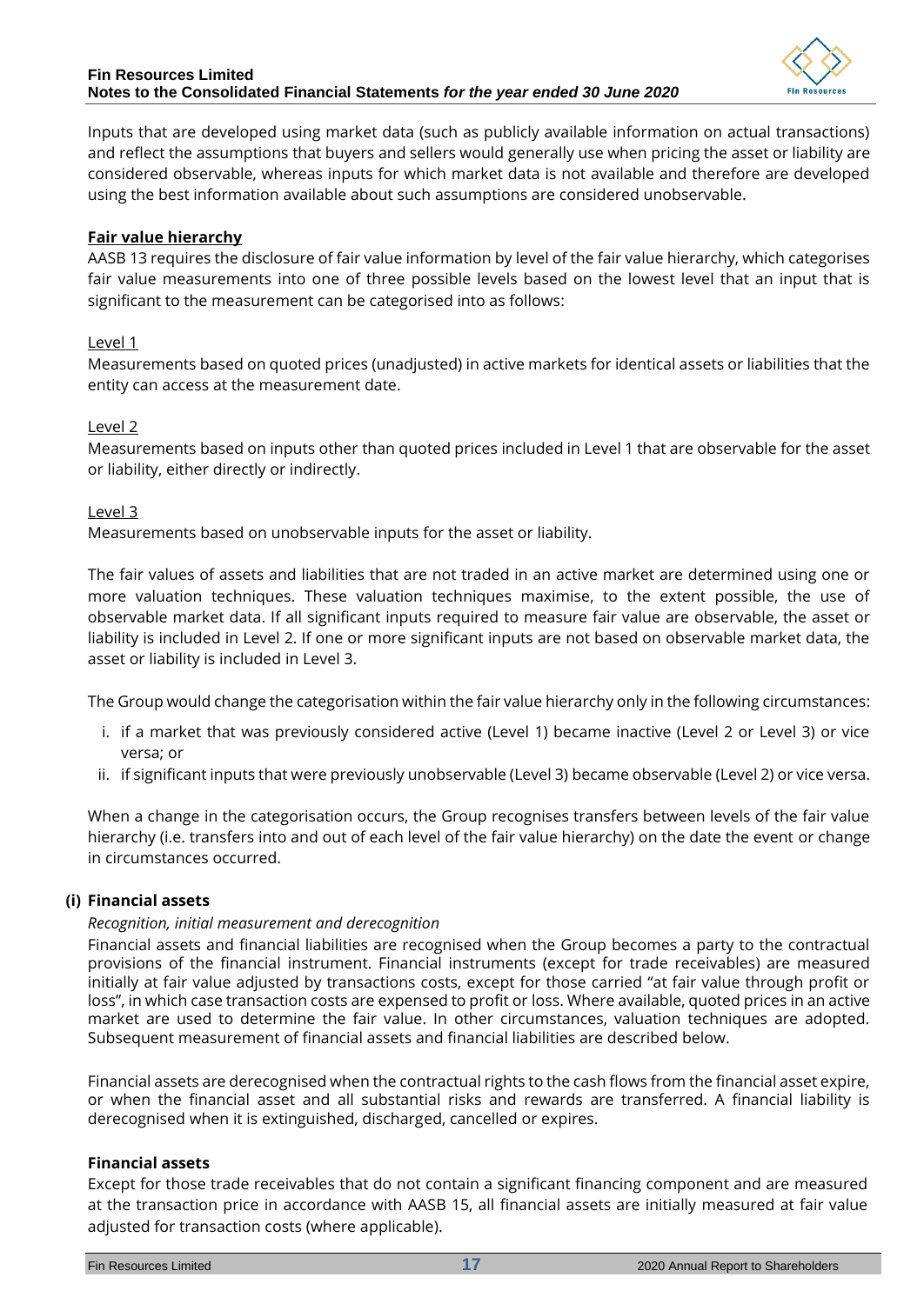Inputs that are developed using market data (such as publicly available information on actual transactions) and reflect the assumptions that buyers and sellers would generally use when pricing the asset or liability are considered observable, whereas inputs for which market data is not available and therefore are developed using the best information available about such assumptions are considered unobservable.

**Fair value hierarchy**

AASB 13 requires the disclosure of fair value information by level of the fair value hierarchy, which categorises fair value measurements into one of three possible levels based on the lowest level that an input that is significant to the measurement can be categorised into as follows:

Level 1

Measurements based on quoted prices (unadjusted) in active markets for identical assets or liabilities that the entity can access at the measurement date.

Level 2

Measurements based on inputs other than quoted prices included in Level 1 that are observable for the asset or liability, either directly or indirectly.

Level 3

Measurements based on unobservable inputs for the asset or liability.

The fair values of assets and liabilities that are not traded in an active market are determined using one or more valuation techniques. These valuation techniques maximise, to the extent possible, the use of observable market data. If all significant inputs required to measure fair value are observable, the asset or liability is included in Level 2. If one or more significant inputs are not based on observable market data, the asset or liability is included in Level 3.

The Group would change the categorisation within the fair value hierarchy only in the following circumstances:

i. if a market that was previously considered active (Level 1) became inactive (Level 2 or Level 3) or vice versa; or
ii. if significant inputs that were previously unobservable (Level 3) became observable (Level 2) or vice versa.

When a change in the categorisation occurs, the Group recognises transfers between levels of the fair value hierarchy (i.e. transfers into and out of each level of the fair value hierarchy) on the date the event or change in circumstances occurred.

**(i) Financial assets**

*Recognition, initial measurement and derecognition*

Financial assets and financial liabilities are recognised when the Group becomes a party to the contractual provisions of the financial instrument. Financial instruments (except for trade receivables) are measured initially at fair value adjusted by transactions costs, except for those carried "at fair value through profit or loss", in which case transaction costs are expensed to profit or loss. Where available, quoted prices in an active market are used to determine the fair value. In other circumstances, valuation techniques are adopted. Subsequent measurement of financial assets and financial liabilities are described below.

Financial assets are derecognised when the contractual rights to the cash flows from the financial asset expire, or when the financial asset and all substantial risks and rewards are transferred. A financial liability is derecognised when it is extinguished, discharged, cancelled or expires.

**Financial assets**

Except for those trade receivables that do not contain a significant financing component and are measured at the transaction price in accordance with AASB 15, all financial assets are initially measured at fair value adjusted for transaction costs (where applicable).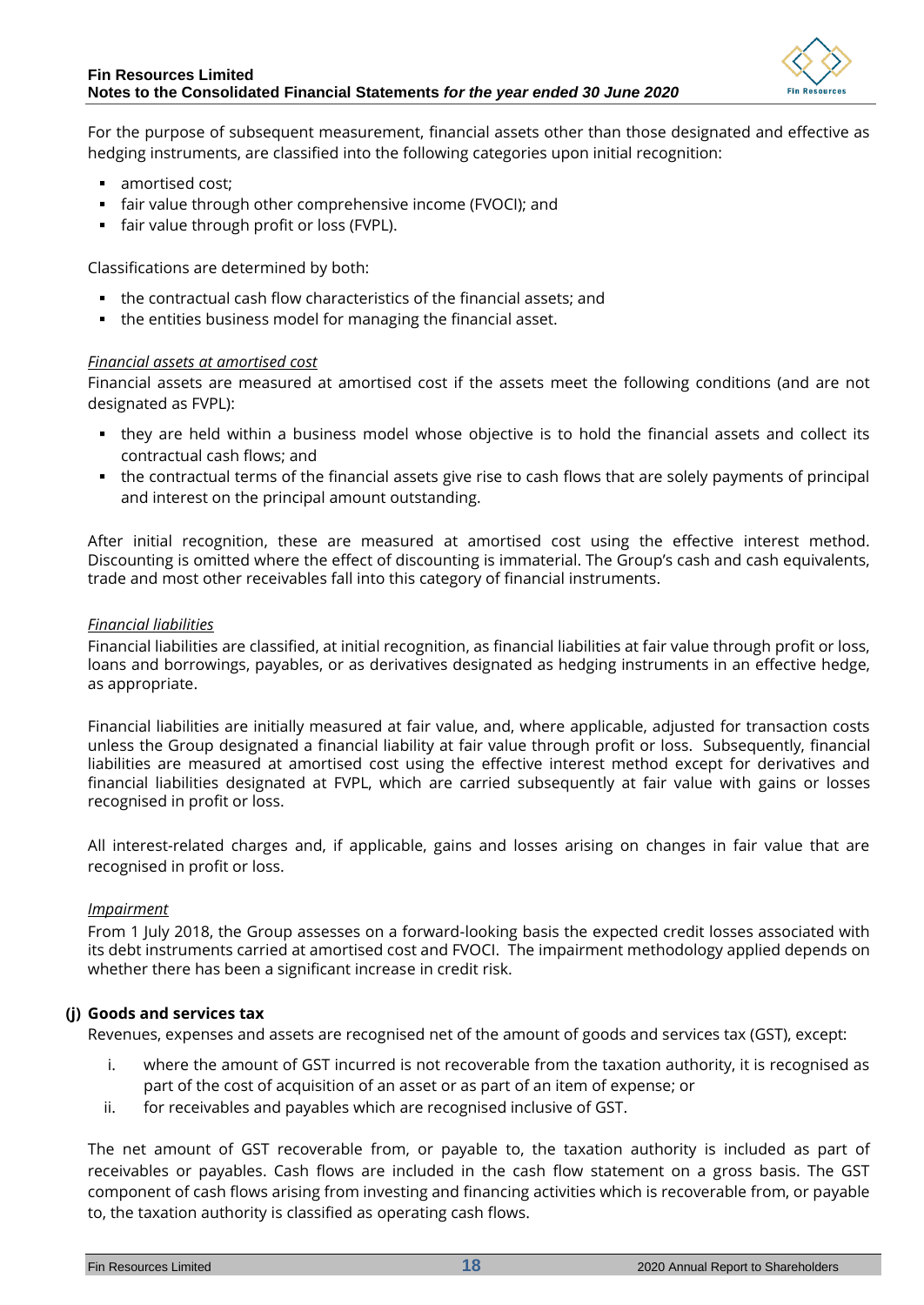For the purpose of subsequent measurement, financial assets other than those designated and effective as hedging instruments, are classified into the following categories upon initial recognition:

- amortised cost;
- fair value through other comprehensive income (FVOCI); and
- fair value through profit or loss (FVPL).

Classifications are determined by both:

- the contractual cash flow characteristics of the financial assets; and
- the entities business model for managing the financial asset.

*Financial assets at amortised cost*

Financial assets are measured at amortised cost if the assets meet the following conditions (and are not designated as FVPL):

- they are held within a business model whose objective is to hold the financial assets and collect its contractual cash flows; and
- the contractual terms of the financial assets give rise to cash flows that are solely payments of principal and interest on the principal amount outstanding.

After initial recognition, these are measured at amortised cost using the effective interest method. Discounting is omitted where the effect of discounting is immaterial. The Group's cash and cash equivalents, trade and most other receivables fall into this category of financial instruments.

*Financial liabilities*

Financial liabilities are classified, at initial recognition, as financial liabilities at fair value through profit or loss, loans and borrowings, payables, or as derivatives designated as hedging instruments in an effective hedge, as appropriate.

Financial liabilities are initially measured at fair value, and, where applicable, adjusted for transaction costs unless the Group designated a financial liability at fair value through profit or loss. Subsequently, financial liabilities are measured at amortised cost using the effective interest method except for derivatives and financial liabilities designated at FVPL, which are carried subsequently at fair value with gains or losses recognised in profit or loss.

All interest-related charges and, if applicable, gains and losses arising on changes in fair value that are recognised in profit or loss.

*Impairment*

From 1 July 2018, the Group assesses on a forward-looking basis the expected credit losses associated with its debt instruments carried at amortised cost and FVOCI. The impairment methodology applied depends on whether there has been a significant increase in credit risk.

### (j) Goods and services tax

Revenues, expenses and assets are recognised net of the amount of goods and services tax (GST), except:

i. where the amount of GST incurred is not recoverable from the taxation authority, it is recognised as part of the cost of acquisition of an asset or as part of an item of expense; or
ii. for receivables and payables which are recognised inclusive of GST.

The net amount of GST recoverable from, or payable to, the taxation authority is included as part of receivables or payables. Cash flows are included in the cash flow statement on a gross basis. The GST component of cash flows arising from investing and financing activities which is recoverable from, or payable to, the taxation authority is classified as operating cash flows.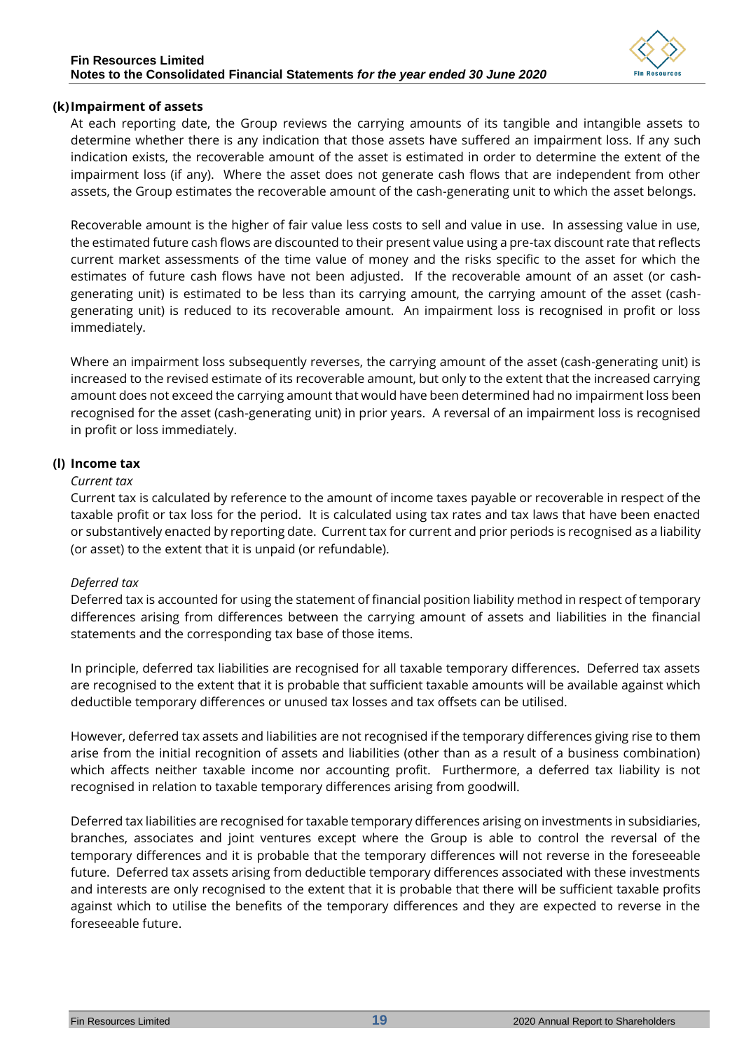**(k) Impairment of assets**

At each reporting date, the Group reviews the carrying amounts of its tangible and intangible assets to determine whether there is any indication that those assets have suffered an impairment loss. If any such indication exists, the recoverable amount of the asset is estimated in order to determine the extent of the impairment loss (if any). Where the asset does not generate cash flows that are independent from other assets, the Group estimates the recoverable amount of the cash-generating unit to which the asset belongs.

Recoverable amount is the higher of fair value less costs to sell and value in use. In assessing value in use, the estimated future cash flows are discounted to their present value using a pre-tax discount rate that reflects current market assessments of the time value of money and the risks specific to the asset for which the estimates of future cash flows have not been adjusted. If the recoverable amount of an asset (or cash-generating unit) is estimated to be less than its carrying amount, the carrying amount of the asset (cash-generating unit) is reduced to its recoverable amount. An impairment loss is recognised in profit or loss immediately.

Where an impairment loss subsequently reverses, the carrying amount of the asset (cash-generating unit) is increased to the revised estimate of its recoverable amount, but only to the extent that the increased carrying amount does not exceed the carrying amount that would have been determined had no impairment loss been recognised for the asset (cash-generating unit) in prior years. A reversal of an impairment loss is recognised in profit or loss immediately.

**(l) Income tax**

*Current tax*

Current tax is calculated by reference to the amount of income taxes payable or recoverable in respect of the taxable profit or tax loss for the period. It is calculated using tax rates and tax laws that have been enacted or substantively enacted by reporting date. Current tax for current and prior periods is recognised as a liability (or asset) to the extent that it is unpaid (or refundable).

*Deferred tax*

Deferred tax is accounted for using the statement of financial position liability method in respect of temporary differences arising from differences between the carrying amount of assets and liabilities in the financial statements and the corresponding tax base of those items.

In principle, deferred tax liabilities are recognised for all taxable temporary differences. Deferred tax assets are recognised to the extent that it is probable that sufficient taxable amounts will be available against which deductible temporary differences or unused tax losses and tax offsets can be utilised.

However, deferred tax assets and liabilities are not recognised if the temporary differences giving rise to them arise from the initial recognition of assets and liabilities (other than as a result of a business combination) which affects neither taxable income nor accounting profit. Furthermore, a deferred tax liability is not recognised in relation to taxable temporary differences arising from goodwill.

Deferred tax liabilities are recognised for taxable temporary differences arising on investments in subsidiaries, branches, associates and joint ventures except where the Group is able to control the reversal of the temporary differences and it is probable that the temporary differences will not reverse in the foreseeable future. Deferred tax assets arising from deductible temporary differences associated with these investments and interests are only recognised to the extent that it is probable that there will be sufficient taxable profits against which to utilise the benefits of the temporary differences and they are expected to reverse in the foreseeable future.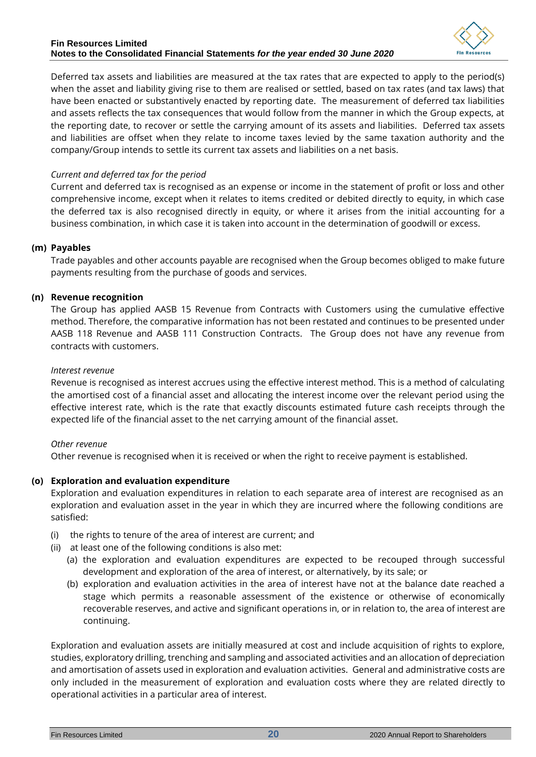Deferred tax assets and liabilities are measured at the tax rates that are expected to apply to the period(s) when the asset and liability giving rise to them are realised or settled, based on tax rates (and tax laws) that have been enacted or substantively enacted by reporting date. The measurement of deferred tax liabilities and assets reflects the tax consequences that would follow from the manner in which the Group expects, at the reporting date, to recover or settle the carrying amount of its assets and liabilities. Deferred tax assets and liabilities are offset when they relate to income taxes levied by the same taxation authority and the company/Group intends to settle its current tax assets and liabilities on a net basis.

*Current and deferred tax for the period*

Current and deferred tax is recognised as an expense or income in the statement of profit or loss and other comprehensive income, except when it relates to items credited or debited directly to equity, in which case the deferred tax is also recognised directly in equity, or where it arises from the initial accounting for a business combination, in which case it is taken into account in the determination of goodwill or excess.

**(m) Payables**

Trade payables and other accounts payable are recognised when the Group becomes obliged to make future payments resulting from the purchase of goods and services.

**(n) Revenue recognition**

The Group has applied AASB 15 Revenue from Contracts with Customers using the cumulative effective method. Therefore, the comparative information has not been restated and continues to be presented under AASB 118 Revenue and AASB 111 Construction Contracts. The Group does not have any revenue from contracts with customers.

*Interest revenue*

Revenue is recognised as interest accrues using the effective interest method. This is a method of calculating the amortised cost of a financial asset and allocating the interest income over the relevant period using the effective interest rate, which is the rate that exactly discounts estimated future cash receipts through the expected life of the financial asset to the net carrying amount of the financial asset.

*Other revenue*

Other revenue is recognised when it is received or when the right to receive payment is established.

**(o) Exploration and evaluation expenditure**

Exploration and evaluation expenditures in relation to each separate area of interest are recognised as an exploration and evaluation asset in the year in which they are incurred where the following conditions are satisfied:

(i) the rights to tenure of the area of interest are current; and
(ii) at least one of the following conditions is also met:
  (a) the exploration and evaluation expenditures are expected to be recouped through successful development and exploration of the area of interest, or alternatively, by its sale; or
  (b) exploration and evaluation activities in the area of interest have not at the balance date reached a stage which permits a reasonable assessment of the existence or otherwise of economically recoverable reserves, and active and significant operations in, or in relation to, the area of interest are continuing.

Exploration and evaluation assets are initially measured at cost and include acquisition of rights to explore, studies, exploratory drilling, trenching and sampling and associated activities and an allocation of depreciation and amortisation of assets used in exploration and evaluation activities. General and administrative costs are only included in the measurement of exploration and evaluation costs where they are related directly to operational activities in a particular area of interest.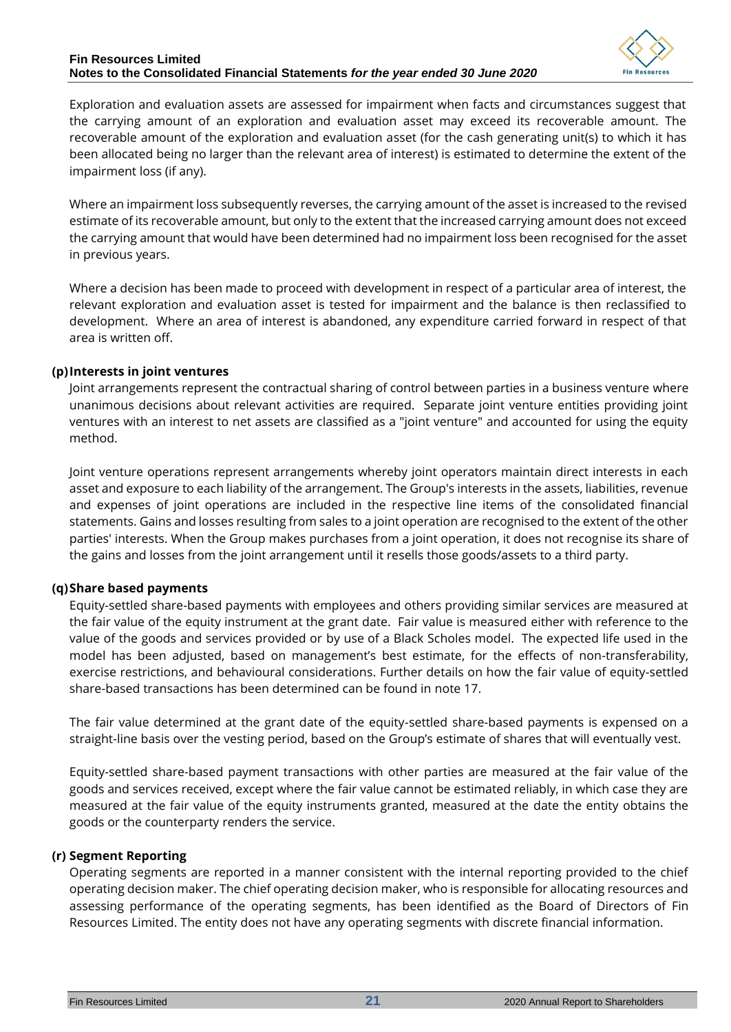Exploration and evaluation assets are assessed for impairment when facts and circumstances suggest that the carrying amount of an exploration and evaluation asset may exceed its recoverable amount. The recoverable amount of the exploration and evaluation asset (for the cash generating unit(s) to which it has been allocated being no larger than the relevant area of interest) is estimated to determine the extent of the impairment loss (if any).

Where an impairment loss subsequently reverses, the carrying amount of the asset is increased to the revised estimate of its recoverable amount, but only to the extent that the increased carrying amount does not exceed the carrying amount that would have been determined had no impairment loss been recognised for the asset in previous years.

Where a decision has been made to proceed with development in respect of a particular area of interest, the relevant exploration and evaluation asset is tested for impairment and the balance is then reclassified to development. Where an area of interest is abandoned, any expenditure carried forward in respect of that area is written off.

**(p) Interests in joint ventures**

Joint arrangements represent the contractual sharing of control between parties in a business venture where unanimous decisions about relevant activities are required. Separate joint venture entities providing joint ventures with an interest to net assets are classified as a "joint venture" and accounted for using the equity method.

Joint venture operations represent arrangements whereby joint operators maintain direct interests in each asset and exposure to each liability of the arrangement. The Group's interests in the assets, liabilities, revenue and expenses of joint operations are included in the respective line items of the consolidated financial statements. Gains and losses resulting from sales to a joint operation are recognised to the extent of the other parties' interests. When the Group makes purchases from a joint operation, it does not recognise its share of the gains and losses from the joint arrangement until it resells those goods/assets to a third party.

**(q) Share based payments**

Equity-settled share-based payments with employees and others providing similar services are measured at the fair value of the equity instrument at the grant date. Fair value is measured either with reference to the value of the goods and services provided or by use of a Black Scholes model. The expected life used in the model has been adjusted, based on management's best estimate, for the effects of non-transferability, exercise restrictions, and behavioural considerations. Further details on how the fair value of equity-settled share-based transactions has been determined can be found in note 17.

The fair value determined at the grant date of the equity-settled share-based payments is expensed on a straight-line basis over the vesting period, based on the Group's estimate of shares that will eventually vest.

Equity-settled share-based payment transactions with other parties are measured at the fair value of the goods and services received, except where the fair value cannot be estimated reliably, in which case they are measured at the fair value of the equity instruments granted, measured at the date the entity obtains the goods or the counterparty renders the service.

**(r) Segment Reporting**

Operating segments are reported in a manner consistent with the internal reporting provided to the chief operating decision maker. The chief operating decision maker, who is responsible for allocating resources and assessing performance of the operating segments, has been identified as the Board of Directors of Fin Resources Limited. The entity does not have any operating segments with discrete financial information.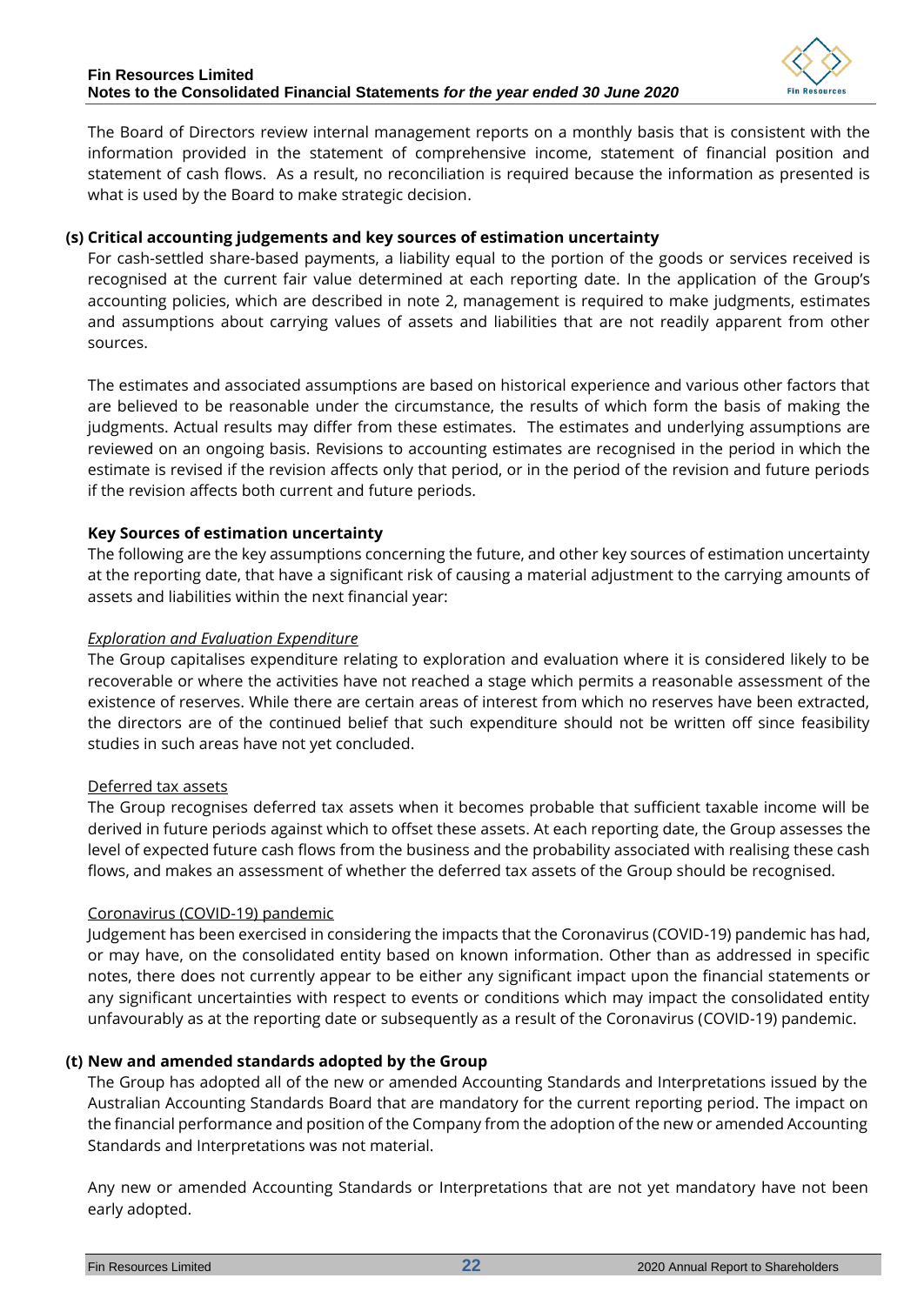The Board of Directors review internal management reports on a monthly basis that is consistent with the information provided in the statement of comprehensive income, statement of financial position and statement of cash flows. As a result, no reconciliation is required because the information as presented is what is used by the Board to make strategic decision.

**(s) Critical accounting judgements and key sources of estimation uncertainty**

For cash-settled share-based payments, a liability equal to the portion of the goods or services received is recognised at the current fair value determined at each reporting date. In the application of the Group's accounting policies, which are described in note 2, management is required to make judgments, estimates and assumptions about carrying values of assets and liabilities that are not readily apparent from other sources.

The estimates and associated assumptions are based on historical experience and various other factors that are believed to be reasonable under the circumstance, the results of which form the basis of making the judgments. Actual results may differ from these estimates. The estimates and underlying assumptions are reviewed on an ongoing basis. Revisions to accounting estimates are recognised in the period in which the estimate is revised if the revision affects only that period, or in the period of the revision and future periods if the revision affects both current and future periods.

**Key Sources of estimation uncertainty**

The following are the key assumptions concerning the future, and other key sources of estimation uncertainty at the reporting date, that have a significant risk of causing a material adjustment to the carrying amounts of assets and liabilities within the next financial year:

*Exploration and Evaluation Expenditure*

The Group capitalises expenditure relating to exploration and evaluation where it is considered likely to be recoverable or where the activities have not reached a stage which permits a reasonable assessment of the existence of reserves. While there are certain areas of interest from which no reserves have been extracted, the directors are of the continued belief that such expenditure should not be written off since feasibility studies in such areas have not yet concluded.

Deferred tax assets

The Group recognises deferred tax assets when it becomes probable that sufficient taxable income will be derived in future periods against which to offset these assets. At each reporting date, the Group assesses the level of expected future cash flows from the business and the probability associated with realising these cash flows, and makes an assessment of whether the deferred tax assets of the Group should be recognised.

Coronavirus (COVID-19) pandemic

Judgement has been exercised in considering the impacts that the Coronavirus (COVID-19) pandemic has had, or may have, on the consolidated entity based on known information. Other than as addressed in specific notes, there does not currently appear to be either any significant impact upon the financial statements or any significant uncertainties with respect to events or conditions which may impact the consolidated entity unfavourably as at the reporting date or subsequently as a result of the Coronavirus (COVID-19) pandemic.

**(t) New and amended standards adopted by the Group**

The Group has adopted all of the new or amended Accounting Standards and Interpretations issued by the Australian Accounting Standards Board that are mandatory for the current reporting period. The impact on the financial performance and position of the Company from the adoption of the new or amended Accounting Standards and Interpretations was not material.

Any new or amended Accounting Standards or Interpretations that are not yet mandatory have not been early adopted.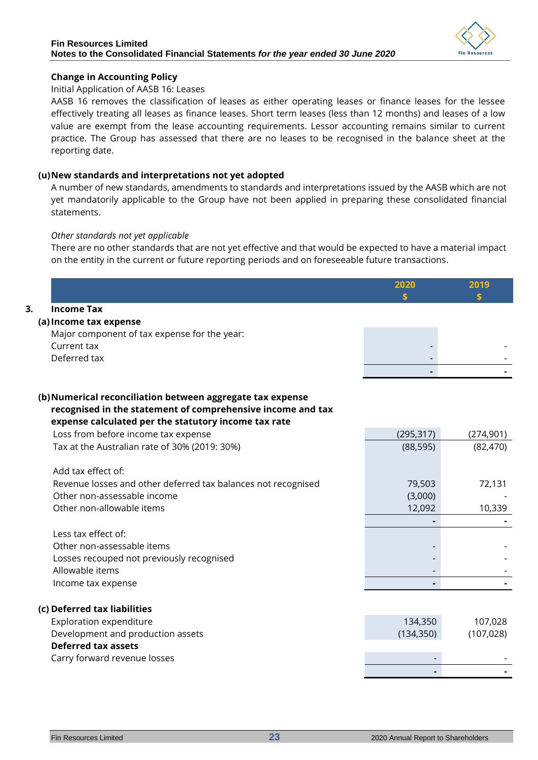**Change in Accounting Policy**

Initial Application of AASB 16: Leases

AASB 16 removes the classification of leases as either operating leases or finance leases for the lessee effectively treating all leases as finance leases. Short term leases (less than 12 months) and leases of a low value are exempt from the lease accounting requirements. Lessor accounting remains similar to current practice. The Group has assessed that there are no leases to be recognised in the balance sheet at the reporting date.

**(u) New standards and interpretations not yet adopted**

A number of new standards, amendments to standards and interpretations issued by the AASB which are not yet mandatorily applicable to the Group have not been applied in preparing these consolidated financial statements.

*Other standards not yet applicable*

There are no other standards that are not yet effective and that would be expected to have a material impact on the entity in the current or future reporting periods and on foreseeable future transactions.

| | 2020 $ | 2019 $ |
|---|---|---|
| **3. Income Tax** | | |
| **(a) Income tax expense** | | |
| Major component of tax expense for the year: | | |
| Current tax | - | - |
| Deferred tax | - | - |
| | **-** | **-** |
| **(b) Numerical reconciliation between aggregate tax expense recognised in the statement of comprehensive income and tax expense calculated per the statutory income tax rate** | | |
| Loss from before income tax expense | (295,317) | (274,901) |
| Tax at the Australian rate of 30% (2019: 30%) | (88,595) | (82,470) |
| Add tax effect of: | | |
| Revenue losses and other deferred tax balances not recognised | 79,503 | 72,131 |
| Other non-assessable income | (3,000) | - |
| Other non-allowable items | 12,092 | 10,339 |
| | **-** | **-** |
| Less tax effect of: | | |
| Other non-assessable items | - | - |
| Losses recouped not previously recognised | - | - |
| Allowable items | - | - |
| Income tax expense | **-** | **-** |
| **(c) Deferred tax liabilities** | | |
| Exploration expenditure | 134,350 | 107,028 |
| Development and production assets | (134,350) | (107,028) |
| **Deferred tax assets** | | |
| Carry forward revenue losses | - | - |
| | **-** | **-** |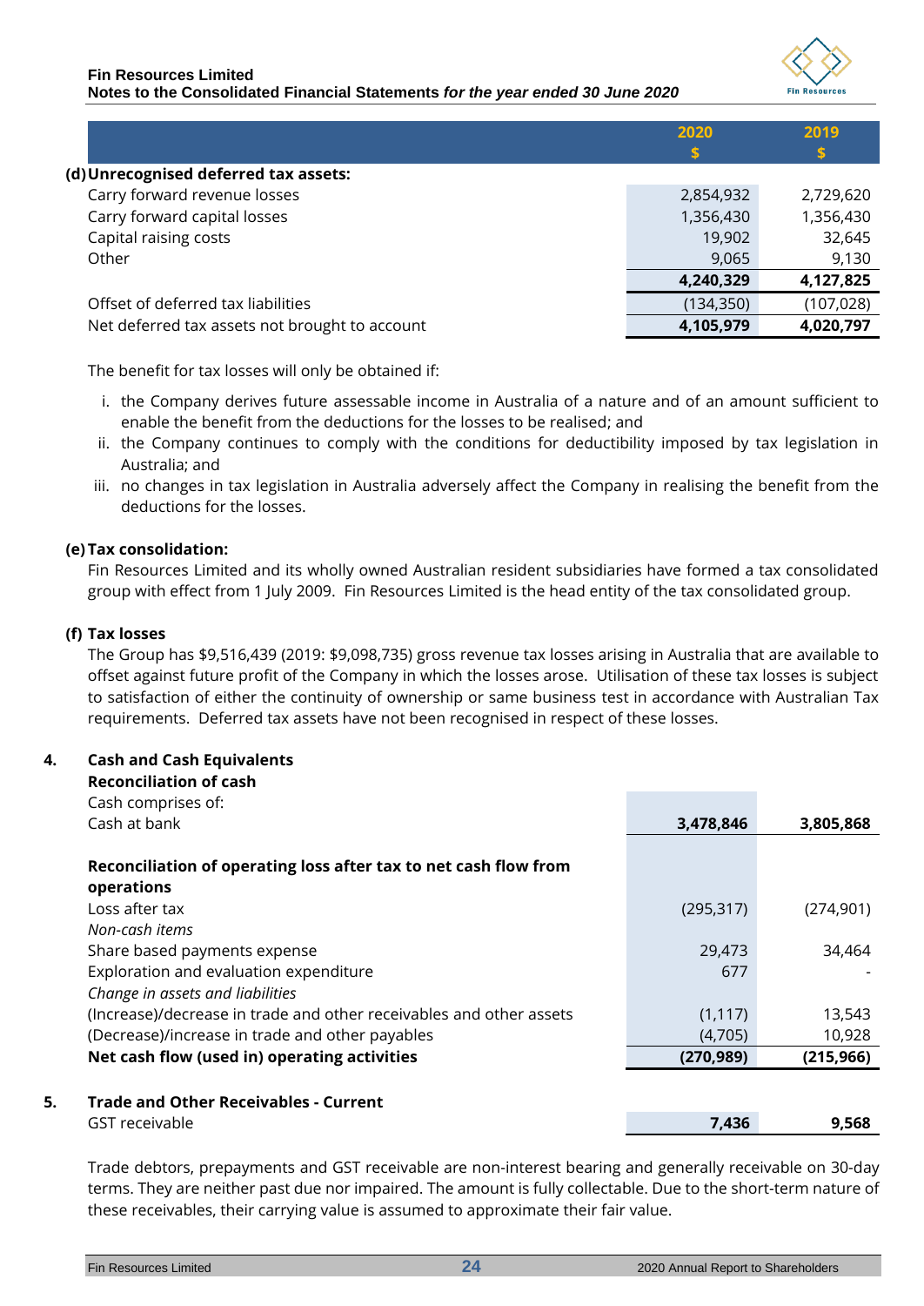| | 2020<br>$ | 2019<br>$ |
|---|---|---|
| **(d) Unrecognised deferred tax assets:** | | |
| Carry forward revenue losses | 2,854,932 | 2,729,620 |
| Carry forward capital losses | 1,356,430 | 1,356,430 |
| Capital raising costs | 19,902 | 32,645 |
| Other | 9,065 | 9,130 |
| | **4,240,329** | **4,127,825** |
| Offset of deferred tax liabilities | (134,350) | (107,028) |
| Net deferred tax assets not brought to account | **4,105,979** | **4,020,797** |

The benefit for tax losses will only be obtained if:

i. the Company derives future assessable income in Australia of a nature and of an amount sufficient to enable the benefit from the deductions for the losses to be realised; and

ii. the Company continues to comply with the conditions for deductibility imposed by tax legislation in Australia; and

iii. no changes in tax legislation in Australia adversely affect the Company in realising the benefit from the deductions for the losses.

**(e) Tax consolidation:**

Fin Resources Limited and its wholly owned Australian resident subsidiaries have formed a tax consolidated group with effect from 1 July 2009. Fin Resources Limited is the head entity of the tax consolidated group.

**(f) Tax losses**

The Group has $9,516,439 (2019: $9,098,735) gross revenue tax losses arising in Australia that are available to offset against future profit of the Company in which the losses arose. Utilisation of these tax losses is subject to satisfaction of either the continuity of ownership or same business test in accordance with Australian Tax requirements. Deferred tax assets have not been recognised in respect of these losses.

## 4. Cash and Cash Equivalents

| | 2020<br>$ | 2019<br>$ |
|---|---|---|
| **Reconciliation of cash** | | |
| Cash comprises of: | | |
| Cash at bank | **3,478,846** | **3,805,868** |
| | | |
| **Reconciliation of operating loss after tax to net cash flow from operations** | | |
| Loss after tax | (295,317) | (274,901) |
| *Non-cash items* | | |
| Share based payments expense | 29,473 | 34,464 |
| Exploration and evaluation expenditure | 677 | - |
| *Change in assets and liabilities* | | |
| (Increase)/decrease in trade and other receivables and other assets | (1,117) | 13,543 |
| (Decrease)/increase in trade and other payables | (4,705) | 10,928 |
| **Net cash flow (used in) operating activities** | **(270,989)** | **(215,966)** |

## 5. Trade and Other Receivables - Current

| | 2020<br>$ | 2019<br>$ |
|---|---|---|
| GST receivable | **7,436** | **9,568** |

Trade debtors, prepayments and GST receivable are non-interest bearing and generally receivable on 30-day terms. They are neither past due nor impaired. The amount is fully collectable. Due to the short-term nature of these receivables, their carrying value is assumed to approximate their fair value.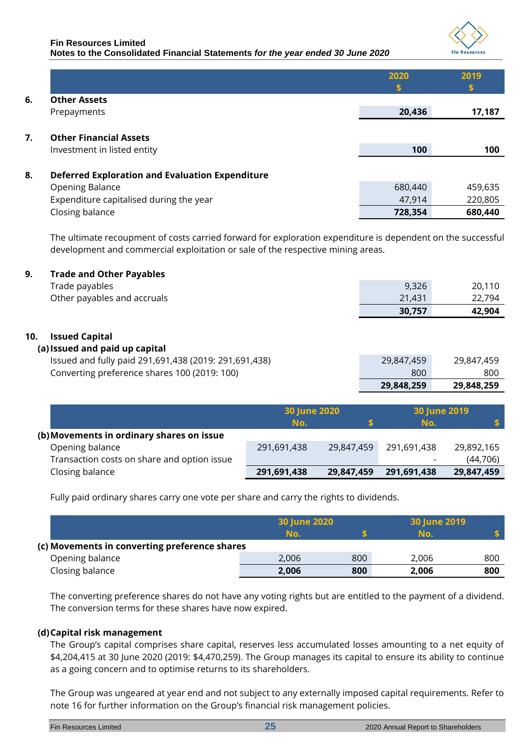| | | 2020 $ | 2019 $ |
|---|---|---|---|
| **6.** | **Other Assets** | | |
| | Prepayments | **20,436** | **17,187** |
| **7.** | **Other Financial Assets** | | |
| | Investment in listed entity | **100** | **100** |
| **8.** | **Deferred Exploration and Evaluation Expenditure** | | |
| | Opening Balance | 680,440 | 459,635 |
| | Expenditure capitalised during the year | 47,914 | 220,805 |
| | Closing balance | **728,354** | **680,440** |

The ultimate recoupment of costs carried forward for exploration expenditure is dependent on the successful development and commercial exploitation or sale of the respective mining areas.

| | | 2020 $ | 2019 $ |
|---|---|---|---|
| **9.** | **Trade and Other Payables** | | |
| | Trade payables | 9,326 | 20,110 |
| | Other payables and accruals | 21,431 | 22,794 |
| | | **30,757** | **42,904** |
| **10.** | **Issued Capital** | | |
| | **(a) Issued and paid up capital** | | |
| | Issued and fully paid 291,691,438 (2019: 291,691,438) | 29,847,459 | 29,847,459 |
| | Converting preference shares 100 (2019: 100) | 800 | 800 |
| | | **29,848,259** | **29,848,259** |

| | 30 June 2020 No. | $ | 30 June 2019 No. | $ |
|---|---|---|---|---|
| **(b) Movements in ordinary shares on issue** | | | | |
| Opening balance | 291,691,438 | 29,847,459 | 291,691,438 | 29,892,165 |
| Transaction costs on share and option issue | | | - | (44,706) |
| Closing balance | **291,691,438** | **29,847,459** | **291,691,438** | **29,847,459** |

Fully paid ordinary shares carry one vote per share and carry the rights to dividends.

| | 30 June 2020 No. | $ | 30 June 2019 No. | $ |
|---|---|---|---|---|
| **(c) Movements in converting preference shares** | | | | |
| Opening balance | 2,006 | 800 | 2,006 | 800 |
| Closing balance | **2,006** | **800** | **2,006** | **800** |

The converting preference shares do not have any voting rights but are entitled to the payment of a dividend. The conversion terms for these shares have now expired.

**(d) Capital risk management**

The Group's capital comprises share capital, reserves less accumulated losses amounting to a net equity of $4,204,415 at 30 June 2020 (2019: $4,470,259). The Group manages its capital to ensure its ability to continue as a going concern and to optimise returns to its shareholders.

The Group was ungeared at year end and not subject to any externally imposed capital requirements. Refer to note 16 for further information on the Group's financial risk management policies.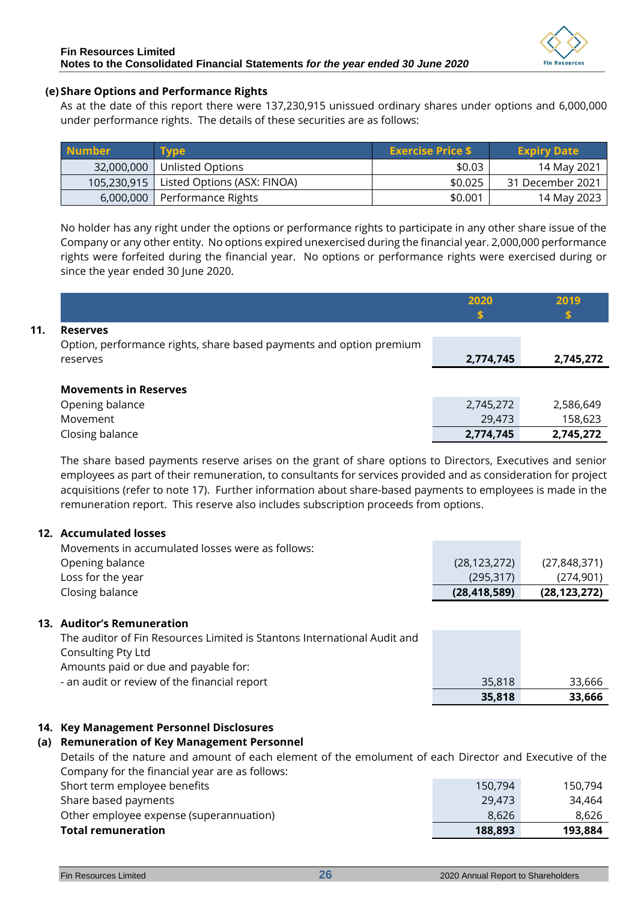**(e) Share Options and Performance Rights**

As at the date of this report there were 137,230,915 unissued ordinary shares under options and 6,000,000 under performance rights. The details of these securities are as follows:

| Number | Type | Exercise Price $ | Expiry Date |
|---|---|---|---|
| 32,000,000 | Unlisted Options | $0.03 | 14 May 2021 |
| 105,230,915 | Listed Options (ASX: FINOA) | $0.025 | 31 December 2021 |
| 6,000,000 | Performance Rights | $0.001 | 14 May 2023 |

No holder has any right under the options or performance rights to participate in any other share issue of the Company or any other entity. No options expired unexercised during the financial year. 2,000,000 performance rights were forfeited during the financial year. No options or performance rights were exercised during or since the year ended 30 June 2020.

| | | 2020 $ | 2019 $ |
|---|---|---|---|
| **11.** | **Reserves** | | |
| | Option, performance rights, share based payments and option premium reserves | **2,774,745** | **2,745,272** |
| | | | |
| | **Movements in Reserves** | | |
| | Opening balance | 2,745,272 | 2,586,649 |
| | Movement | 29,473 | 158,623 |
| | Closing balance | **2,774,745** | **2,745,272** |

The share based payments reserve arises on the grant of share options to Directors, Executives and senior employees as part of their remuneration, to consultants for services provided and as consideration for project acquisitions (refer to note 17). Further information about share-based payments to employees is made in the remuneration report. This reserve also includes subscription proceeds from options.

| | | 2020 $ | 2019 $ |
|---|---|---|---|
| **12.** | **Accumulated losses** | | |
| | Movements in accumulated losses were as follows: | | |
| | Opening balance | (28,123,272) | (27,848,371) |
| | Loss for the year | (295,317) | (274,901) |
| | Closing balance | **(28,418,589)** | **(28,123,272)** |

| | | 2020 $ | 2019 $ |
|---|---|---|---|
| **13.** | **Auditor's Remuneration** | | |
| | The auditor of Fin Resources Limited is Stantons International Audit and Consulting Pty Ltd | | |
| | Amounts paid or due and payable for: | | |
| | - an audit or review of the financial report | 35,818 | 33,666 |
| | | **35,818** | **33,666** |

**14. Key Management Personnel Disclosures**

**(a) Remuneration of Key Management Personnel**

Details of the nature and amount of each element of the emolument of each Director and Executive of the Company for the financial year are as follows:

| | 2020 $ | 2019 $ |
|---|---|---|
| Short term employee benefits | 150,794 | 150,794 |
| Share based payments | 29,473 | 34,464 |
| Other employee expense (superannuation) | 8,626 | 8,626 |
| **Total remuneration** | **188,893** | **193,884** |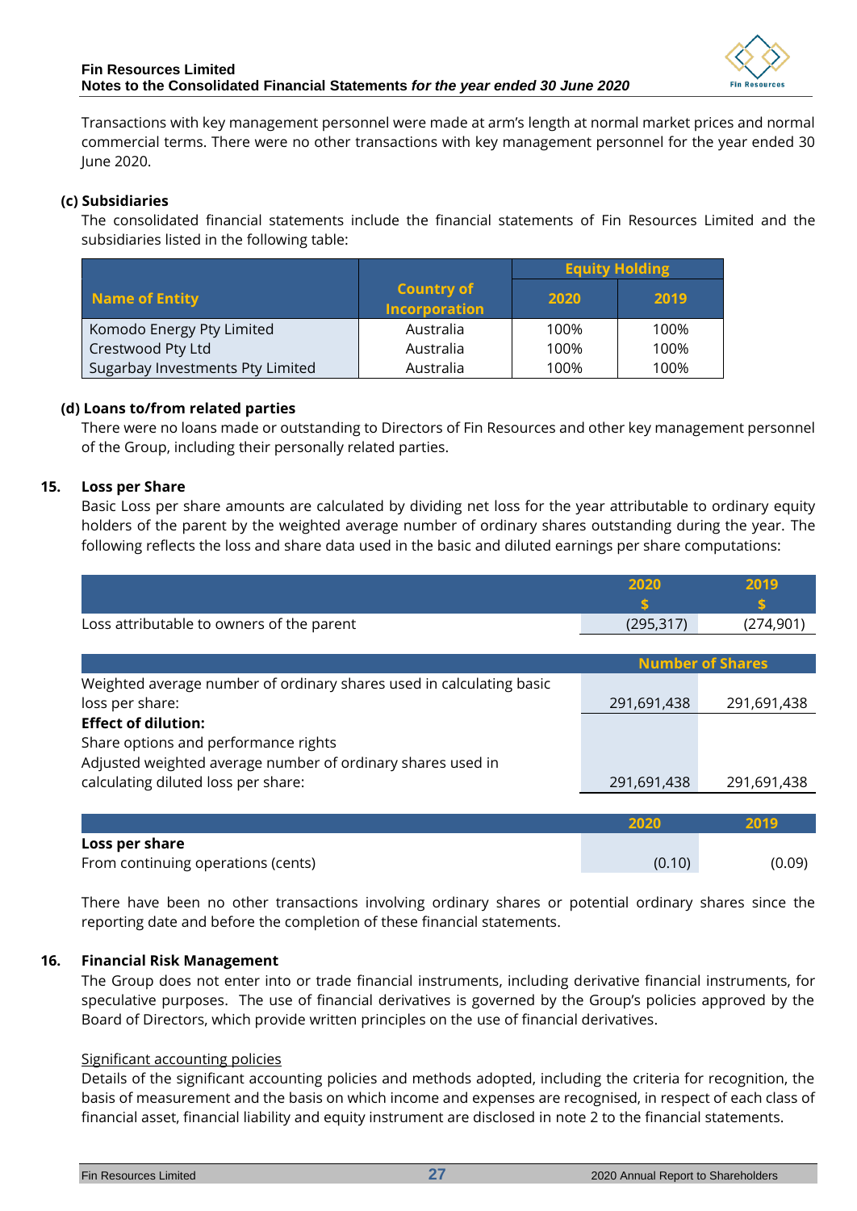Transactions with key management personnel were made at arm's length at normal market prices and normal commercial terms. There were no other transactions with key management personnel for the year ended 30 June 2020.

**(c) Subsidiaries**

The consolidated financial statements include the financial statements of Fin Resources Limited and the subsidiaries listed in the following table:

| Name of Entity | Country of Incorporation | Equity Holding | |
|---|---|---|---|
| | | 2020 | 2019 |
| Komodo Energy Pty Limited | Australia | 100% | 100% |
| Crestwood Pty Ltd | Australia | 100% | 100% |
| Sugarbay Investments Pty Limited | Australia | 100% | 100% |

**(d) Loans to/from related parties**

There were no loans made or outstanding to Directors of Fin Resources and other key management personnel of the Group, including their personally related parties.

## 15. Loss per Share

Basic Loss per share amounts are calculated by dividing net loss for the year attributable to ordinary equity holders of the parent by the weighted average number of ordinary shares outstanding during the year. The following reflects the loss and share data used in the basic and diluted earnings per share computations:

| | 2020 $ | 2019 $ |
|---|---|---|
| Loss attributable to owners of the parent | (295,317) | (274,901) |

| | Number of Shares | |
|---|---|---|
| Weighted average number of ordinary shares used in calculating basic loss per share: | 291,691,438 | 291,691,438 |
| **Effect of dilution:** | | |
| Share options and performance rights | | |
| Adjusted weighted average number of ordinary shares used in calculating diluted loss per share: | 291,691,438 | 291,691,438 |

| | 2020 | 2019 |
|---|---|---|
| **Loss per share** | | |
| From continuing operations (cents) | (0.10) | (0.09) |

There have been no other transactions involving ordinary shares or potential ordinary shares since the reporting date and before the completion of these financial statements.

## 16. Financial Risk Management

The Group does not enter into or trade financial instruments, including derivative financial instruments, for speculative purposes. The use of financial derivatives is governed by the Group's policies approved by the Board of Directors, which provide written principles on the use of financial derivatives.

Significant accounting policies

Details of the significant accounting policies and methods adopted, including the criteria for recognition, the basis of measurement and the basis on which income and expenses are recognised, in respect of each class of financial asset, financial liability and equity instrument are disclosed in note 2 to the financial statements.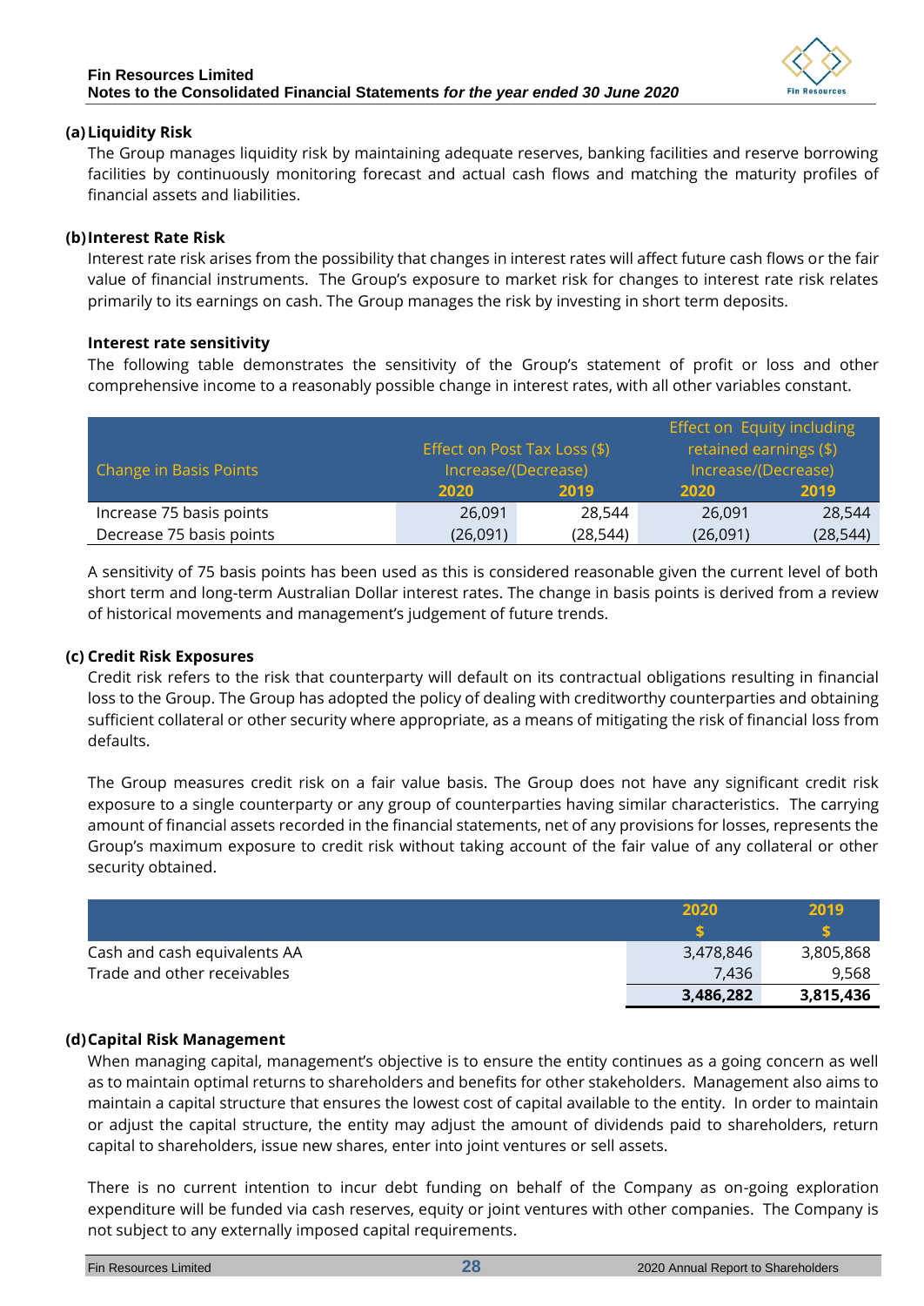#### (a) Liquidity Risk

The Group manages liquidity risk by maintaining adequate reserves, banking facilities and reserve borrowing facilities by continuously monitoring forecast and actual cash flows and matching the maturity profiles of financial assets and liabilities.

#### (b) Interest Rate Risk

Interest rate risk arises from the possibility that changes in interest rates will affect future cash flows or the fair value of financial instruments. The Group's exposure to market risk for changes to interest rate risk relates primarily to its earnings on cash. The Group manages the risk by investing in short term deposits.

**Interest rate sensitivity**

The following table demonstrates the sensitivity of the Group's statement of profit or loss and other comprehensive income to a reasonably possible change in interest rates, with all other variables constant.

| Change in Basis Points | Effect on Post Tax Loss ($) Increase/(Decrease) | | Effect on Equity including retained earnings ($) Increase/(Decrease) | |
|---|---|---|---|---|
| | 2020 | 2019 | 2020 | 2019 |
| Increase 75 basis points | 26,091 | 28,544 | 26,091 | 28,544 |
| Decrease 75 basis points | (26,091) | (28,544) | (26,091) | (28,544) |

A sensitivity of 75 basis points has been used as this is considered reasonable given the current level of both short term and long-term Australian Dollar interest rates. The change in basis points is derived from a review of historical movements and management's judgement of future trends.

#### (c) Credit Risk Exposures

Credit risk refers to the risk that counterparty will default on its contractual obligations resulting in financial loss to the Group. The Group has adopted the policy of dealing with creditworthy counterparties and obtaining sufficient collateral or other security where appropriate, as a means of mitigating the risk of financial loss from defaults.

The Group measures credit risk on a fair value basis. The Group does not have any significant credit risk exposure to a single counterparty or any group of counterparties having similar characteristics. The carrying amount of financial assets recorded in the financial statements, net of any provisions for losses, represents the Group's maximum exposure to credit risk without taking account of the fair value of any collateral or other security obtained.

| | 2020<br>$ | 2019<br>$ |
|---|---|---|
| Cash and cash equivalents AA | 3,478,846 | 3,805,868 |
| Trade and other receivables | 7,436 | 9,568 |
| | **3,486,282** | **3,815,436** |

#### (d) Capital Risk Management

When managing capital, management's objective is to ensure the entity continues as a going concern as well as to maintain optimal returns to shareholders and benefits for other stakeholders. Management also aims to maintain a capital structure that ensures the lowest cost of capital available to the entity. In order to maintain or adjust the capital structure, the entity may adjust the amount of dividends paid to shareholders, return capital to shareholders, issue new shares, enter into joint ventures or sell assets.

There is no current intention to incur debt funding on behalf of the Company as on-going exploration expenditure will be funded via cash reserves, equity or joint ventures with other companies. The Company is not subject to any externally imposed capital requirements.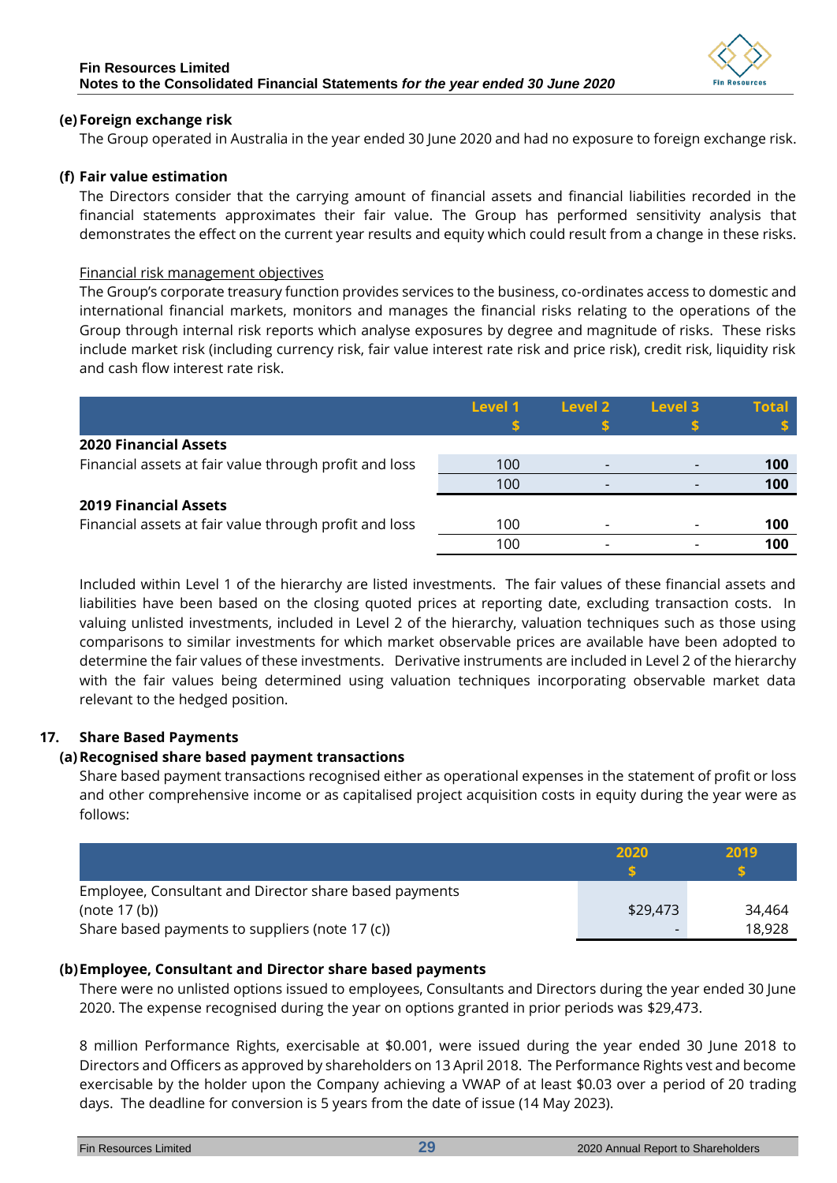#### (e) Foreign exchange risk

The Group operated in Australia in the year ended 30 June 2020 and had no exposure to foreign exchange risk.

#### (f) Fair value estimation

The Directors consider that the carrying amount of financial assets and financial liabilities recorded in the financial statements approximates their fair value. The Group has performed sensitivity analysis that demonstrates the effect on the current year results and equity which could result from a change in these risks.

Financial risk management objectives

The Group's corporate treasury function provides services to the business, co-ordinates access to domestic and international financial markets, monitors and manages the financial risks relating to the operations of the Group through internal risk reports which analyse exposures by degree and magnitude of risks. These risks include market risk (including currency risk, fair value interest rate risk and price risk), credit risk, liquidity risk and cash flow interest rate risk.

| | Level 1<br>$ | Level 2<br>$ | Level 3<br>$ | Total<br>$ |
|---|---|---|---|---|
| **2020 Financial Assets** | | | | |
| Financial assets at fair value through profit and loss | 100 | - | - | **100** |
| | 100 | - | - | **100** |
| **2019 Financial Assets** | | | | |
| Financial assets at fair value through profit and loss | 100 | - | - | **100** |
| | 100 | - | - | **100** |

Included within Level 1 of the hierarchy are listed investments. The fair values of these financial assets and liabilities have been based on the closing quoted prices at reporting date, excluding transaction costs. In valuing unlisted investments, included in Level 2 of the hierarchy, valuation techniques such as those using comparisons to similar investments for which market observable prices are available have been adopted to determine the fair values of these investments. Derivative instruments are included in Level 2 of the hierarchy with the fair values being determined using valuation techniques incorporating observable market data relevant to the hedged position.

## 17. Share Based Payments

#### (a) Recognised share based payment transactions

Share based payment transactions recognised either as operational expenses in the statement of profit or loss and other comprehensive income or as capitalised project acquisition costs in equity during the year were as follows:

| | 2020<br>$ | 2019<br>$ |
|---|---|---|
| Employee, Consultant and Director share based payments (note 17 (b)) | $29,473 | 34,464 |
| Share based payments to suppliers (note 17 (c)) | - | 18,928 |

#### (b) Employee, Consultant and Director share based payments

There were no unlisted options issued to employees, Consultants and Directors during the year ended 30 June 2020. The expense recognised during the year on options granted in prior periods was $29,473.

8 million Performance Rights, exercisable at $0.001, were issued during the year ended 30 June 2018 to Directors and Officers as approved by shareholders on 13 April 2018. The Performance Rights vest and become exercisable by the holder upon the Company achieving a VWAP of at least $0.03 over a period of 20 trading days. The deadline for conversion is 5 years from the date of issue (14 May 2023).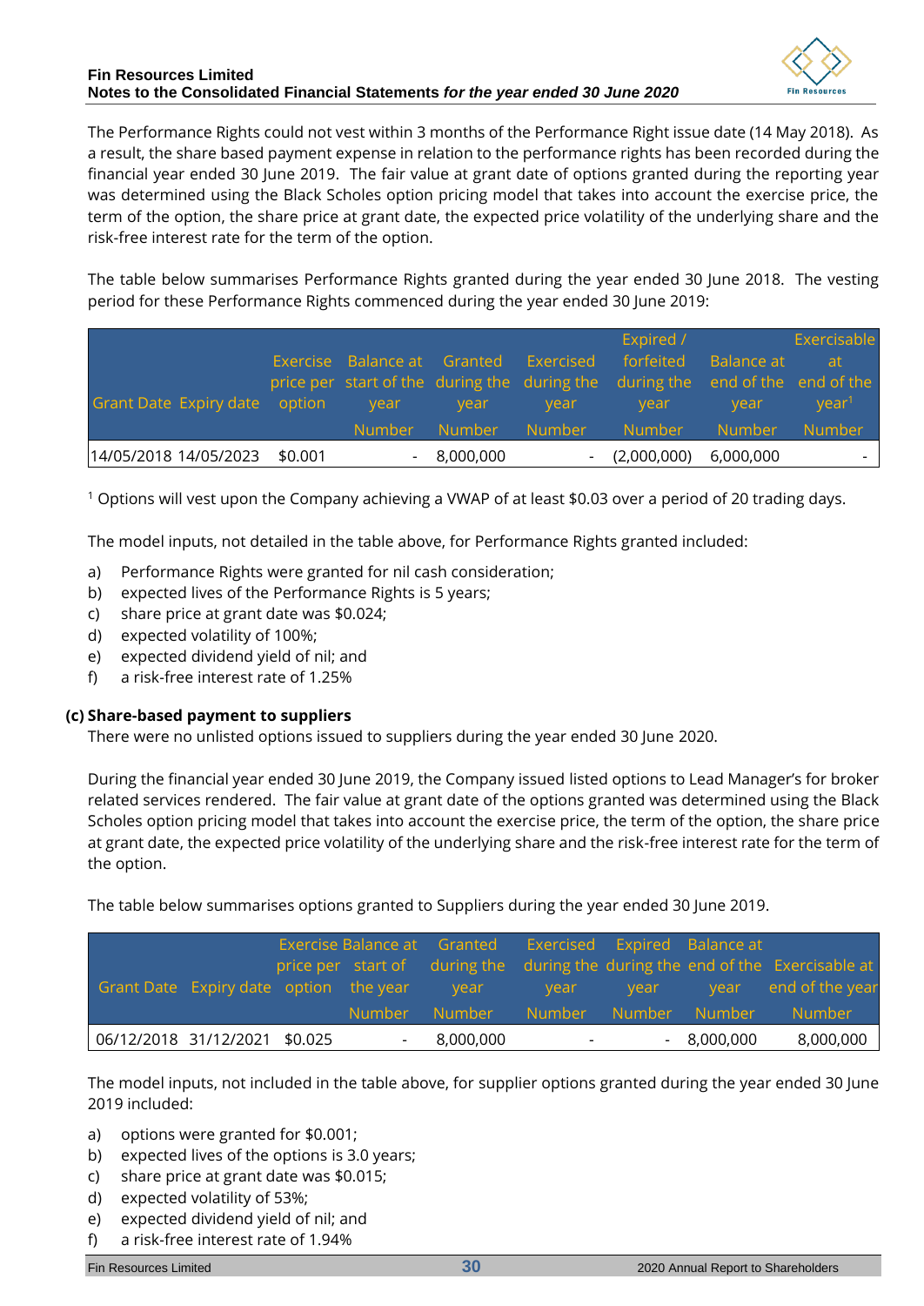The Performance Rights could not vest within 3 months of the Performance Right issue date (14 May 2018). As a result, the share based payment expense in relation to the performance rights has been recorded during the financial year ended 30 June 2019. The fair value at grant date of options granted during the reporting year was determined using the Black Scholes option pricing model that takes into account the exercise price, the term of the option, the share price at grant date, the expected price volatility of the underlying share and the risk-free interest rate for the term of the option.

The table below summarises Performance Rights granted during the year ended 30 June 2018. The vesting period for these Performance Rights commenced during the year ended 30 June 2019:

| Grant Date | Expiry date | Exercise price per option | Balance at start of the year | Granted during the year | Exercised during the year | Expired / forfeited during the year | Balance at end of the year | Exercisable at end of the year[1] |
|---|---|---|---|---|---|---|---|---|
| | | | Number | Number | Number | Number | Number | Number |
| 14/05/2018 | 14/05/2023 | $0.001 | - | 8,000,000 | - | (2,000,000) | 6,000,000 | - |

[1] Options will vest upon the Company achieving a VWAP of at least $0.03 over a period of 20 trading days.

The model inputs, not detailed in the table above, for Performance Rights granted included:

a) Performance Rights were granted for nil cash consideration;
b) expected lives of the Performance Rights is 5 years;
c) share price at grant date was $0.024;
d) expected volatility of 100%;
e) expected dividend yield of nil; and
f) a risk-free interest rate of 1.25%

**(c) Share-based payment to suppliers**

There were no unlisted options issued to suppliers during the year ended 30 June 2020.

During the financial year ended 30 June 2019, the Company issued listed options to Lead Manager's for broker related services rendered. The fair value at grant date of the options granted was determined using the Black Scholes option pricing model that takes into account the exercise price, the term of the option, the share price at grant date, the expected price volatility of the underlying share and the risk-free interest rate for the term of the option.

The table below summarises options granted to Suppliers during the year ended 30 June 2019.

| Grant Date | Expiry date | Exercise price per option | Balance at start of the year | Granted during the year | Exercised during the year | Expired during the year | Balance at end of the year | Exercisable at end of the year |
|---|---|---|---|---|---|---|---|---|
| | | | Number | Number | Number | Number | Number | Number |
| 06/12/2018 | 31/12/2021 | $0.025 | - | 8,000,000 | - | - | 8,000,000 | 8,000,000 |

The model inputs, not included in the table above, for supplier options granted during the year ended 30 June 2019 included:

a) options were granted for $0.001;
b) expected lives of the options is 3.0 years;
c) share price at grant date was $0.015;
d) expected volatility of 53%;
e) expected dividend yield of nil; and
f) a risk-free interest rate of 1.94%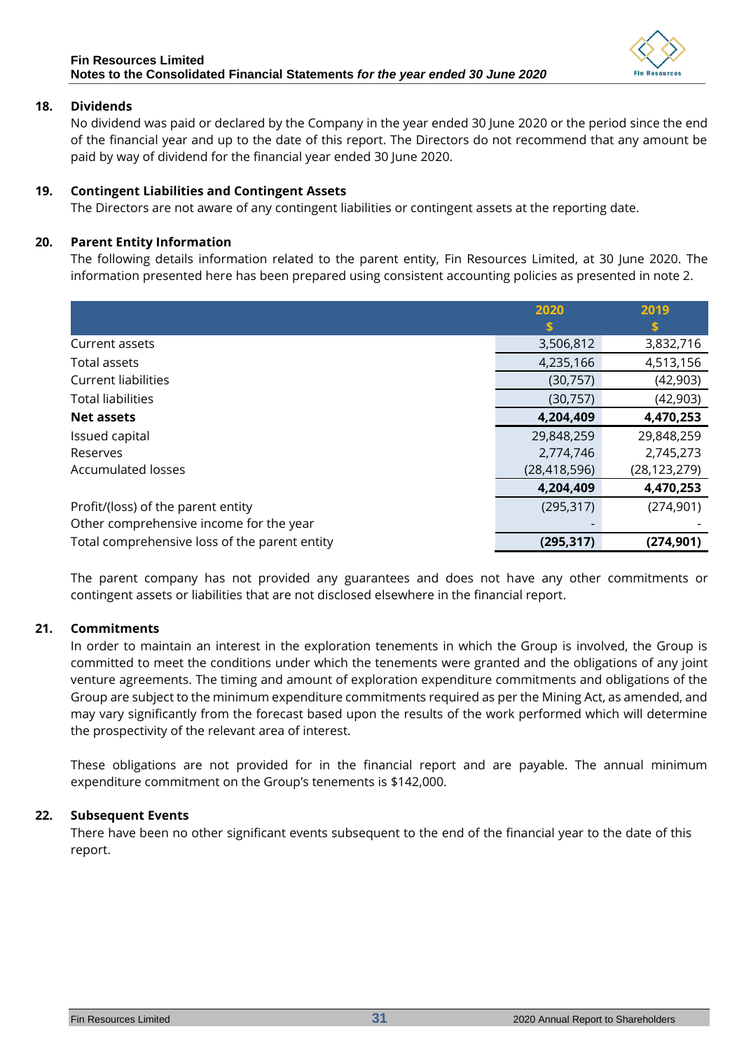## 18. Dividends

No dividend was paid or declared by the Company in the year ended 30 June 2020 or the period since the end of the financial year and up to the date of this report. The Directors do not recommend that any amount be paid by way of dividend for the financial year ended 30 June 2020.

## 19. Contingent Liabilities and Contingent Assets

The Directors are not aware of any contingent liabilities or contingent assets at the reporting date.

## 20. Parent Entity Information

The following details information related to the parent entity, Fin Resources Limited, at 30 June 2020. The information presented here has been prepared using consistent accounting policies as presented in note 2.

| | 2020<br>$ | 2019<br>$ |
|---|---|---|
| Current assets | 3,506,812 | 3,832,716 |
| Total assets | 4,235,166 | 4,513,156 |
| Current liabilities | (30,757) | (42,903) |
| Total liabilities | (30,757) | (42,903) |
| **Net assets** | **4,204,409** | **4,470,253** |
| Issued capital | 29,848,259 | 29,848,259 |
| Reserves | 2,774,746 | 2,745,273 |
| Accumulated losses | (28,418,596) | (28,123,279) |
| | **4,204,409** | **4,470,253** |
| Profit/(loss) of the parent entity | (295,317) | (274,901) |
| Other comprehensive income for the year | - | - |
| Total comprehensive loss of the parent entity | **(295,317)** | **(274,901)** |

The parent company has not provided any guarantees and does not have any other commitments or contingent assets or liabilities that are not disclosed elsewhere in the financial report.

## 21. Commitments

In order to maintain an interest in the exploration tenements in which the Group is involved, the Group is committed to meet the conditions under which the tenements were granted and the obligations of any joint venture agreements. The timing and amount of exploration expenditure commitments and obligations of the Group are subject to the minimum expenditure commitments required as per the Mining Act, as amended, and may vary significantly from the forecast based upon the results of the work performed which will determine the prospectivity of the relevant area of interest.

These obligations are not provided for in the financial report and are payable. The annual minimum expenditure commitment on the Group's tenements is $142,000.

## 22. Subsequent Events

There have been no other significant events subsequent to the end of the financial year to the date of this report.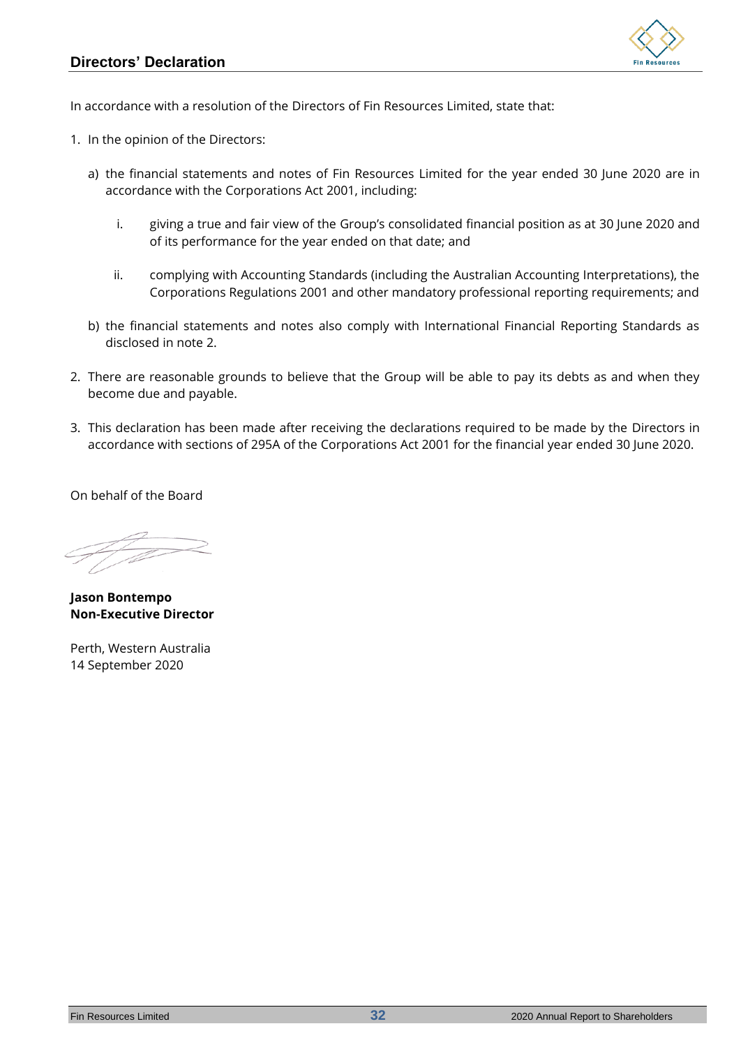## Directors' Declaration

In accordance with a resolution of the Directors of Fin Resources Limited, state that:

1. In the opinion of the Directors:

   a) the financial statements and notes of Fin Resources Limited for the year ended 30 June 2020 are in accordance with the Corporations Act 2001, including:

      i. giving a true and fair view of the Group's consolidated financial position as at 30 June 2020 and of its performance for the year ended on that date; and

      ii. complying with Accounting Standards (including the Australian Accounting Interpretations), the Corporations Regulations 2001 and other mandatory professional reporting requirements; and

   b) the financial statements and notes also comply with International Financial Reporting Standards as disclosed in note 2.

2. There are reasonable grounds to believe that the Group will be able to pay its debts as and when they become due and payable.

3. This declaration has been made after receiving the declarations required to be made by the Directors in accordance with sections of 295A of the Corporations Act 2001 for the financial year ended 30 June 2020.

On behalf of the Board

**Jason Bontempo**
**Non-Executive Director**

Perth, Western Australia
14 September 2020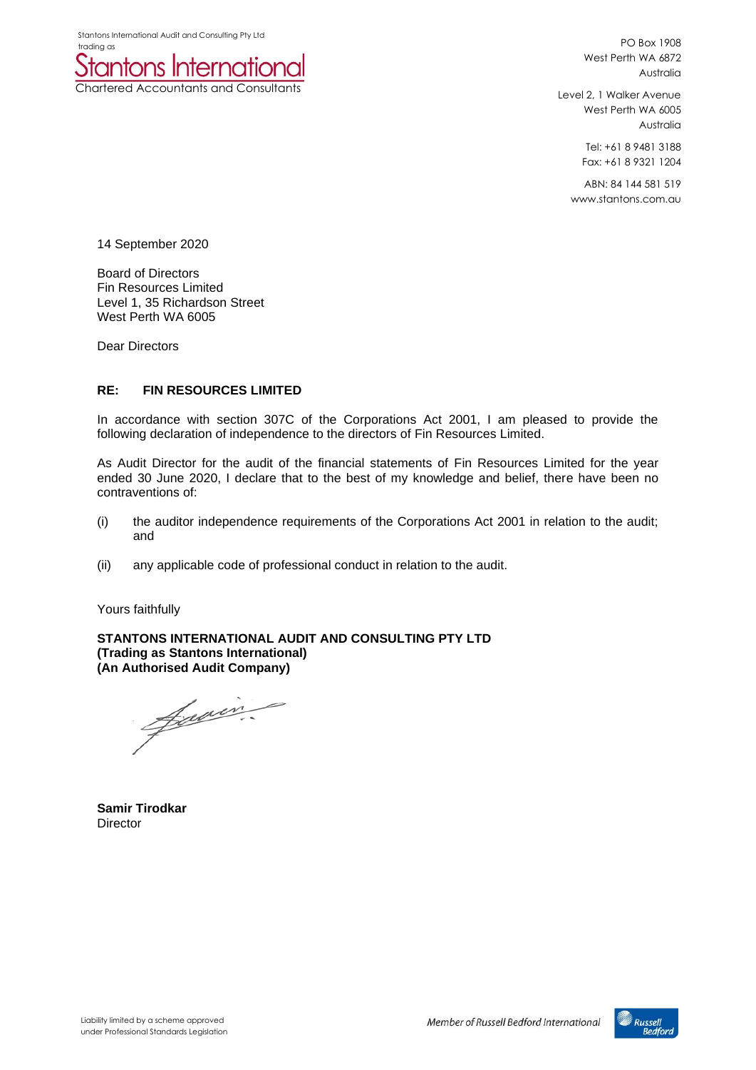Stantons International Audit and Consulting Pty Ltd trading as

**Stantons International**

Chartered Accountants and Consultants

PO Box 1908
West Perth WA 6872
Australia

Level 2, 1 Walker Avenue
West Perth WA 6005
Australia

Tel: +61 8 9481 3188
Fax: +61 8 9321 1204

ABN: 84 144 581 519
www.stantons.com.au

14 September 2020

Board of Directors
Fin Resources Limited
Level 1, 35 Richardson Street
West Perth WA 6005

Dear Directors

**RE: FIN RESOURCES LIMITED**

In accordance with section 307C of the Corporations Act 2001, I am pleased to provide the following declaration of independence to the directors of Fin Resources Limited.

As Audit Director for the audit of the financial statements of Fin Resources Limited for the year ended 30 June 2020, I declare that to the best of my knowledge and belief, there have been no contraventions of:

(i) the auditor independence requirements of the Corporations Act 2001 in relation to the audit; and

(ii) any applicable code of professional conduct in relation to the audit.

Yours faithfully

**STANTONS INTERNATIONAL AUDIT AND CONSULTING PTY LTD**
**(Trading as Stantons International)**
**(An Authorised Audit Company)**

**Samir Tirodkar**
Director

Liability limited by a scheme approved under Professional Standards Legislation

Member of Russell Bedford International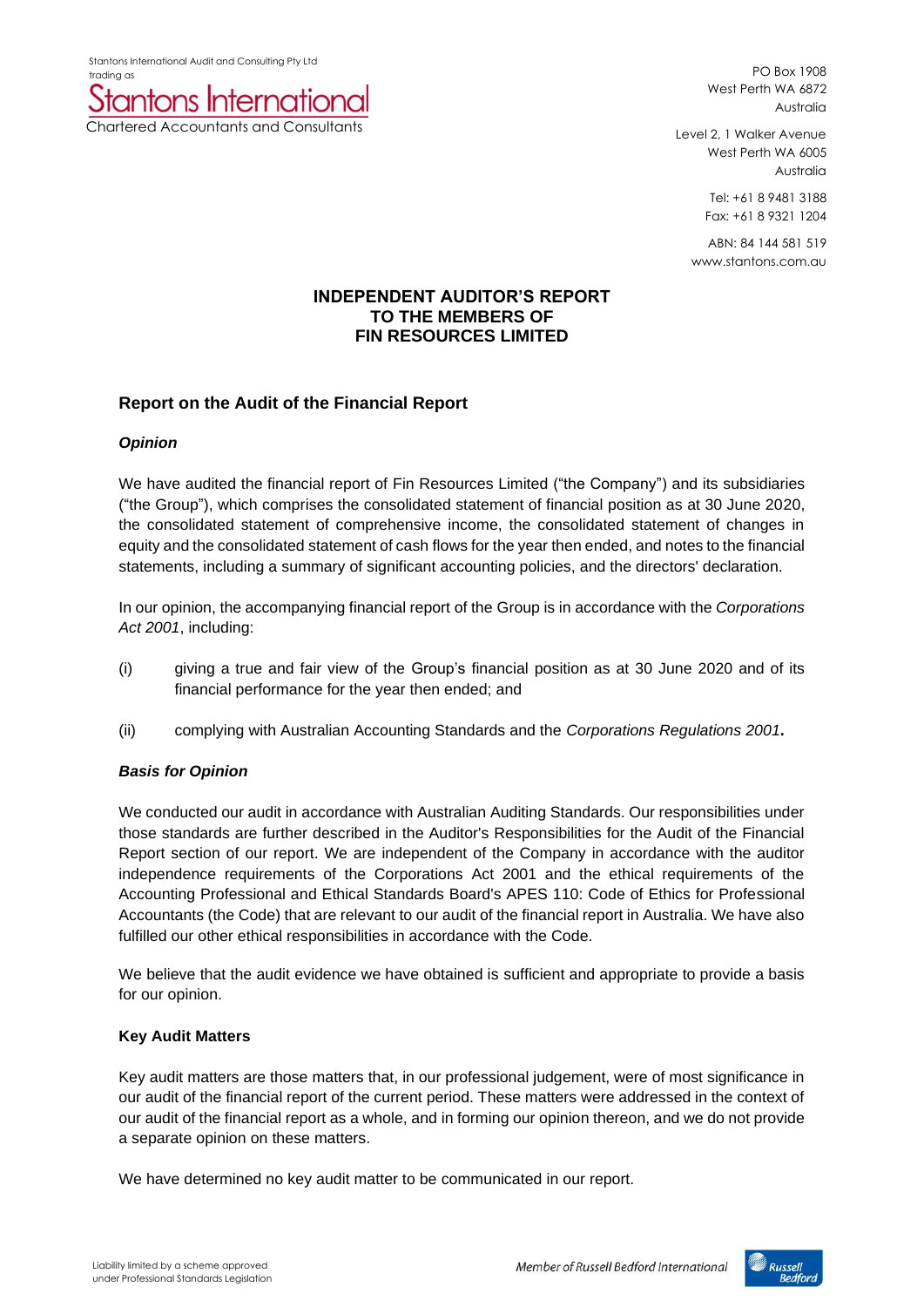Stantons International Audit and Consulting Pty Ltd trading as

Stantons International

Chartered Accountants and Consultants

PO Box 1908
West Perth WA 6872
Australia

Level 2, 1 Walker Avenue
West Perth WA 6005
Australia

Tel: +61 8 9481 3188
Fax: +61 8 9321 1204

ABN: 84 144 581 519
www.stantons.com.au

# INDEPENDENT AUDITOR'S REPORT TO THE MEMBERS OF FIN RESOURCES LIMITED

## Report on the Audit of the Financial Report

### *Opinion*

We have audited the financial report of Fin Resources Limited ("the Company") and its subsidiaries ("the Group"), which comprises the consolidated statement of financial position as at 30 June 2020, the consolidated statement of comprehensive income, the consolidated statement of changes in equity and the consolidated statement of cash flows for the year then ended, and notes to the financial statements, including a summary of significant accounting policies, and the directors' declaration.

In our opinion, the accompanying financial report of the Group is in accordance with the *Corporations Act 2001*, including:

(i) giving a true and fair view of the Group's financial position as at 30 June 2020 and of its financial performance for the year then ended; and

(ii) complying with Australian Accounting Standards and the *Corporations Regulations 2001***.**

### *Basis for Opinion*

We conducted our audit in accordance with Australian Auditing Standards. Our responsibilities under those standards are further described in the Auditor's Responsibilities for the Audit of the Financial Report section of our report. We are independent of the Company in accordance with the auditor independence requirements of the Corporations Act 2001 and the ethical requirements of the Accounting Professional and Ethical Standards Board's APES 110: Code of Ethics for Professional Accountants (the Code) that are relevant to our audit of the financial report in Australia. We have also fulfilled our other ethical responsibilities in accordance with the Code.

We believe that the audit evidence we have obtained is sufficient and appropriate to provide a basis for our opinion.

### Key Audit Matters

Key audit matters are those matters that, in our professional judgement, were of most significance in our audit of the financial report of the current period. These matters were addressed in the context of our audit of the financial report as a whole, and in forming our opinion thereon, and we do not provide a separate opinion on these matters.

We have determined no key audit matter to be communicated in our report.

Liability limited by a scheme approved under Professional Standards Legislation

Member of Russell Bedford International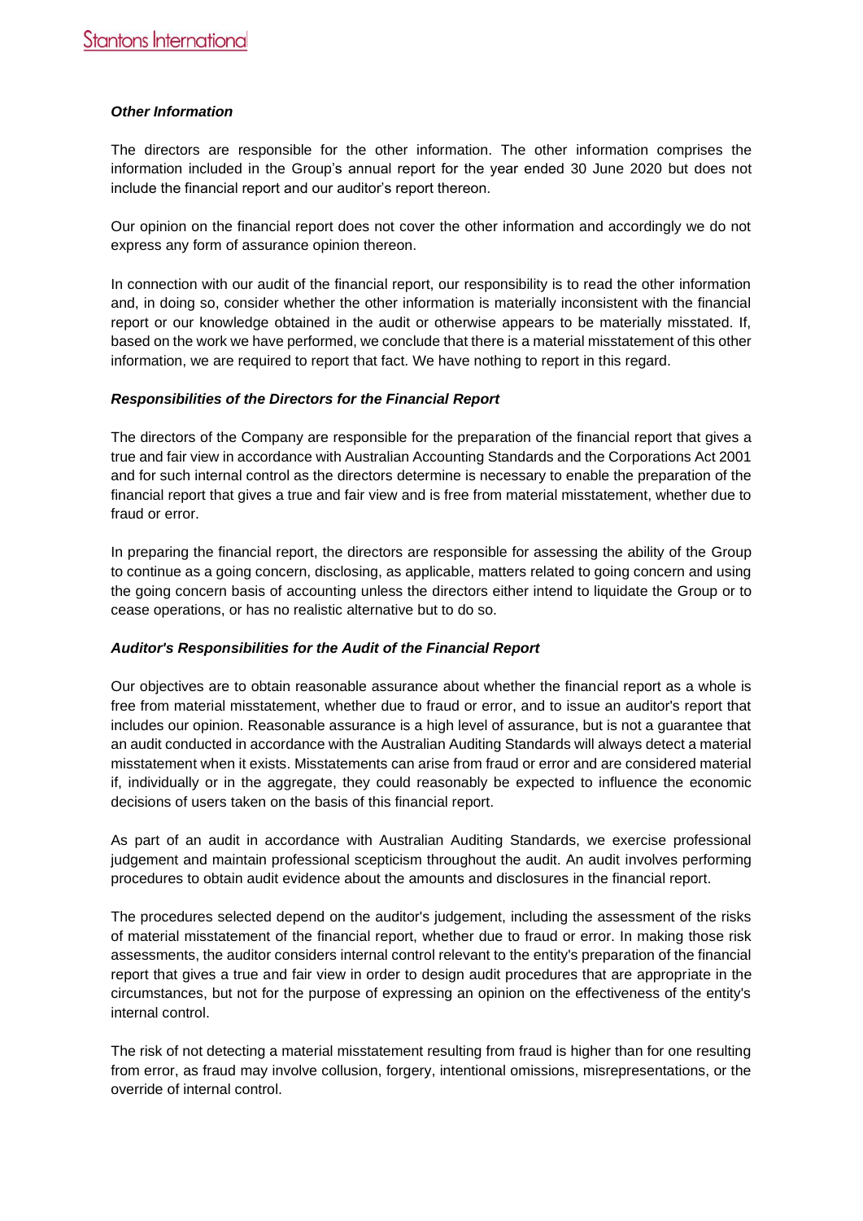***Other Information***

The directors are responsible for the other information. The other information comprises the information included in the Group's annual report for the year ended 30 June 2020 but does not include the financial report and our auditor's report thereon.

Our opinion on the financial report does not cover the other information and accordingly we do not express any form of assurance opinion thereon.

In connection with our audit of the financial report, our responsibility is to read the other information and, in doing so, consider whether the other information is materially inconsistent with the financial report or our knowledge obtained in the audit or otherwise appears to be materially misstated. If, based on the work we have performed, we conclude that there is a material misstatement of this other information, we are required to report that fact. We have nothing to report in this regard.

***Responsibilities of the Directors for the Financial Report***

The directors of the Company are responsible for the preparation of the financial report that gives a true and fair view in accordance with Australian Accounting Standards and the Corporations Act 2001 and for such internal control as the directors determine is necessary to enable the preparation of the financial report that gives a true and fair view and is free from material misstatement, whether due to fraud or error.

In preparing the financial report, the directors are responsible for assessing the ability of the Group to continue as a going concern, disclosing, as applicable, matters related to going concern and using the going concern basis of accounting unless the directors either intend to liquidate the Group or to cease operations, or has no realistic alternative but to do so.

***Auditor's Responsibilities for the Audit of the Financial Report***

Our objectives are to obtain reasonable assurance about whether the financial report as a whole is free from material misstatement, whether due to fraud or error, and to issue an auditor's report that includes our opinion. Reasonable assurance is a high level of assurance, but is not a guarantee that an audit conducted in accordance with the Australian Auditing Standards will always detect a material misstatement when it exists. Misstatements can arise from fraud or error and are considered material if, individually or in the aggregate, they could reasonably be expected to influence the economic decisions of users taken on the basis of this financial report.

As part of an audit in accordance with Australian Auditing Standards, we exercise professional judgement and maintain professional scepticism throughout the audit. An audit involves performing procedures to obtain audit evidence about the amounts and disclosures in the financial report.

The procedures selected depend on the auditor's judgement, including the assessment of the risks of material misstatement of the financial report, whether due to fraud or error. In making those risk assessments, the auditor considers internal control relevant to the entity's preparation of the financial report that gives a true and fair view in order to design audit procedures that are appropriate in the circumstances, but not for the purpose of expressing an opinion on the effectiveness of the entity's internal control.

The risk of not detecting a material misstatement resulting from fraud is higher than for one resulting from error, as fraud may involve collusion, forgery, intentional omissions, misrepresentations, or the override of internal control.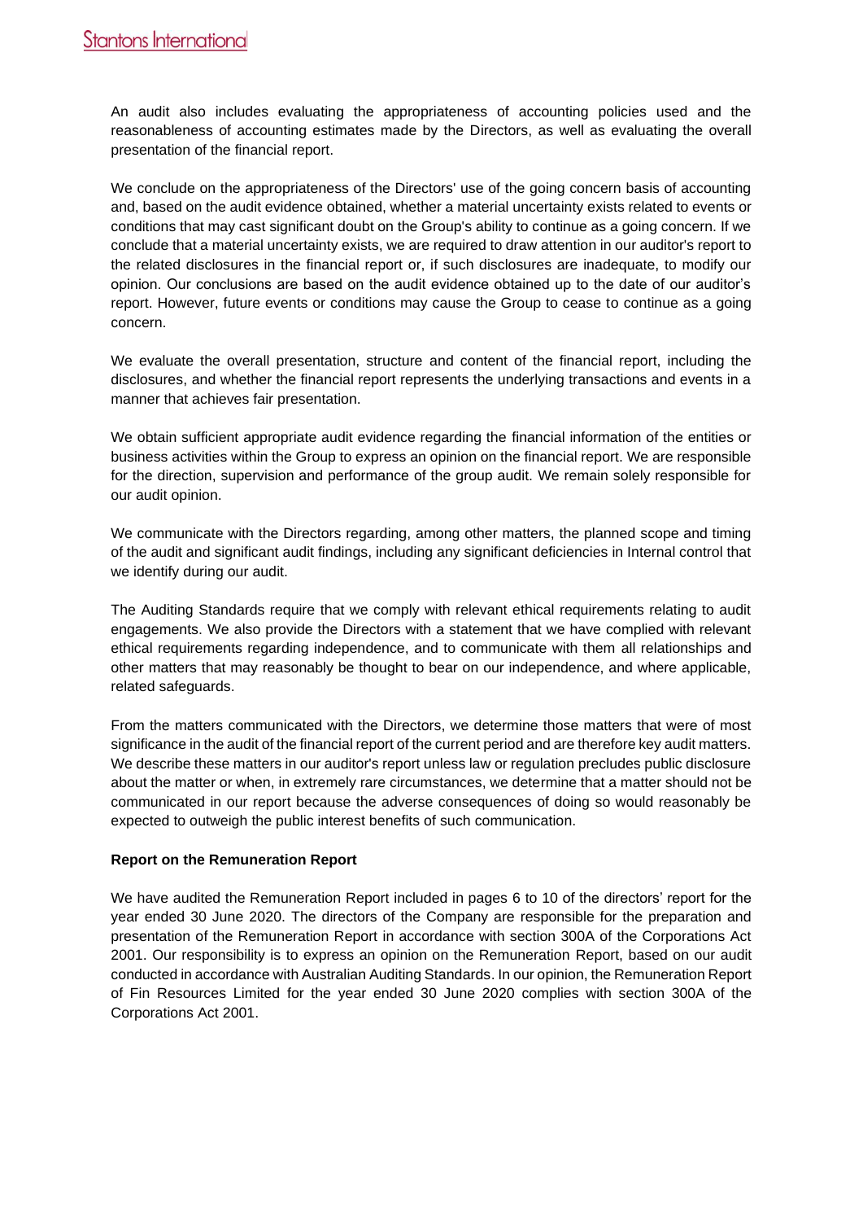An audit also includes evaluating the appropriateness of accounting policies used and the reasonableness of accounting estimates made by the Directors, as well as evaluating the overall presentation of the financial report.

We conclude on the appropriateness of the Directors' use of the going concern basis of accounting and, based on the audit evidence obtained, whether a material uncertainty exists related to events or conditions that may cast significant doubt on the Group's ability to continue as a going concern. If we conclude that a material uncertainty exists, we are required to draw attention in our auditor's report to the related disclosures in the financial report or, if such disclosures are inadequate, to modify our opinion. Our conclusions are based on the audit evidence obtained up to the date of our auditor's report. However, future events or conditions may cause the Group to cease to continue as a going concern.

We evaluate the overall presentation, structure and content of the financial report, including the disclosures, and whether the financial report represents the underlying transactions and events in a manner that achieves fair presentation.

We obtain sufficient appropriate audit evidence regarding the financial information of the entities or business activities within the Group to express an opinion on the financial report. We are responsible for the direction, supervision and performance of the group audit. We remain solely responsible for our audit opinion.

We communicate with the Directors regarding, among other matters, the planned scope and timing of the audit and significant audit findings, including any significant deficiencies in Internal control that we identify during our audit.

The Auditing Standards require that we comply with relevant ethical requirements relating to audit engagements. We also provide the Directors with a statement that we have complied with relevant ethical requirements regarding independence, and to communicate with them all relationships and other matters that may reasonably be thought to bear on our independence, and where applicable, related safeguards.

From the matters communicated with the Directors, we determine those matters that were of most significance in the audit of the financial report of the current period and are therefore key audit matters. We describe these matters in our auditor's report unless law or regulation precludes public disclosure about the matter or when, in extremely rare circumstances, we determine that a matter should not be communicated in our report because the adverse consequences of doing so would reasonably be expected to outweigh the public interest benefits of such communication.

**Report on the Remuneration Report**

We have audited the Remuneration Report included in pages 6 to 10 of the directors' report for the year ended 30 June 2020. The directors of the Company are responsible for the preparation and presentation of the Remuneration Report in accordance with section 300A of the Corporations Act 2001. Our responsibility is to express an opinion on the Remuneration Report, based on our audit conducted in accordance with Australian Auditing Standards. In our opinion, the Remuneration Report of Fin Resources Limited for the year ended 30 June 2020 complies with section 300A of the Corporations Act 2001.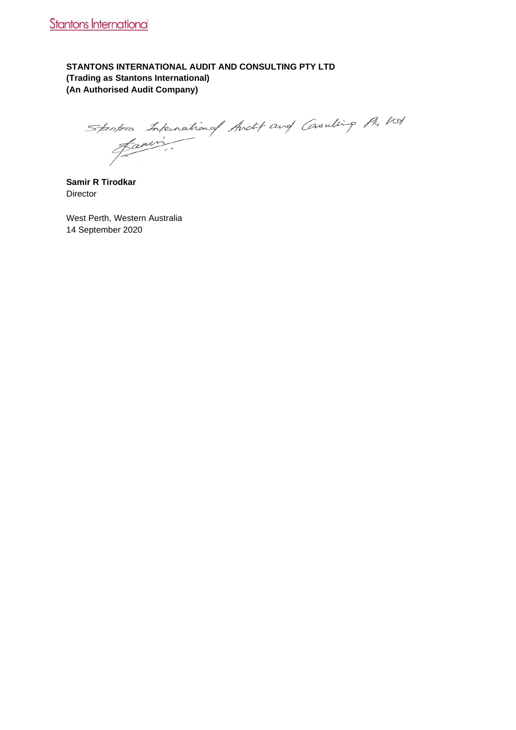**STANTONS INTERNATIONAL AUDIT AND CONSULTING PTY LTD**
**(Trading as Stantons International)**
**(An Authorised Audit Company)**

Stantons International Audit and Consulting Pty Ltd

**Samir R Tirodkar**
Director

West Perth, Western Australia
14 September 2020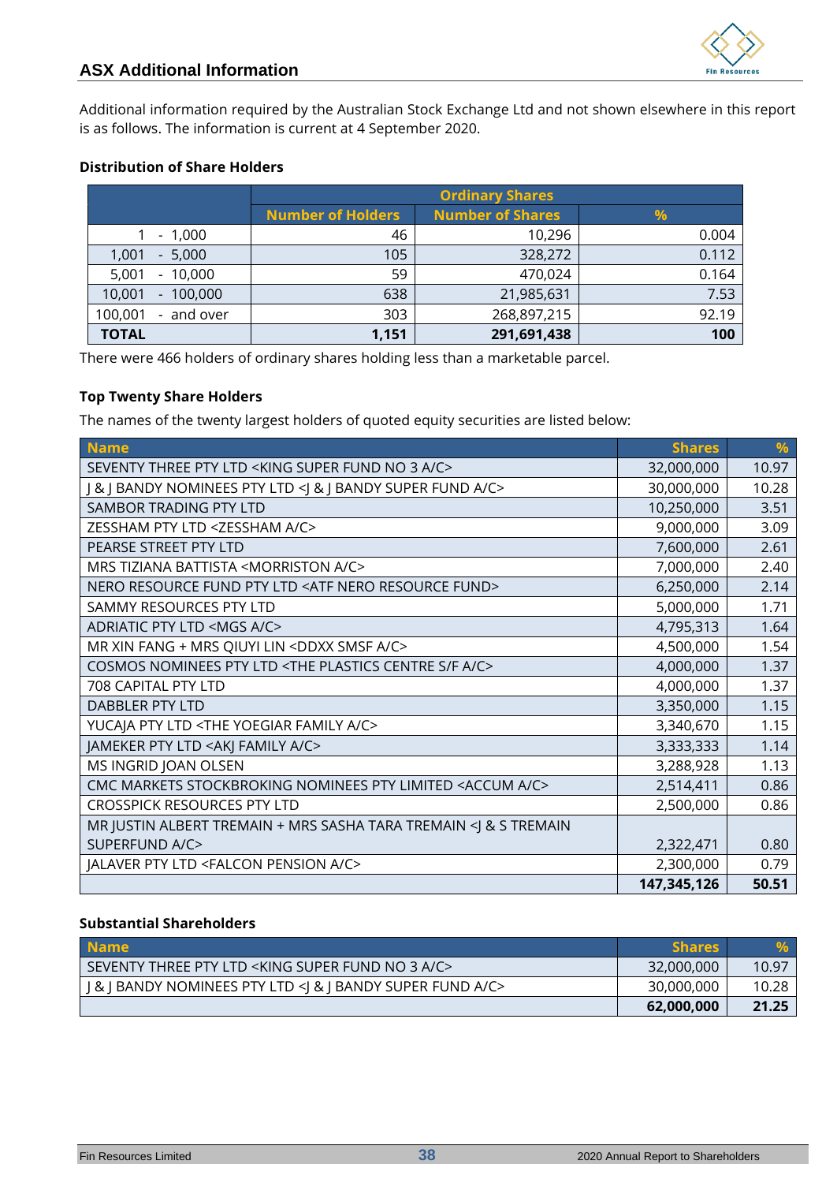## ASX Additional Information

Additional information required by the Australian Stock Exchange Ltd and not shown elsewhere in this report is as follows. The information is current at 4 September 2020.

### Distribution of Share Holders

| | Ordinary Shares | | |
|---|---|---|---|
| | Number of Holders | Number of Shares | % |
| 1 - 1,000 | 46 | 10,296 | 0.004 |
| 1,001 - 5,000 | 105 | 328,272 | 0.112 |
| 5,001 - 10,000 | 59 | 470,024 | 0.164 |
| 10,001 - 100,000 | 638 | 21,985,631 | 7.53 |
| 100,001 - and over | 303 | 268,897,215 | 92.19 |
| **TOTAL** | **1,151** | **291,691,438** | **100** |

There were 466 holders of ordinary shares holding less than a marketable parcel.

### Top Twenty Share Holders

The names of the twenty largest holders of quoted equity securities are listed below:

| Name | Shares | % |
|---|---|---|
| SEVENTY THREE PTY LTD <KING SUPER FUND NO 3 A/C> | 32,000,000 | 10.97 |
| J & J BANDY NOMINEES PTY LTD <J & J BANDY SUPER FUND A/C> | 30,000,000 | 10.28 |
| SAMBOR TRADING PTY LTD | 10,250,000 | 3.51 |
| ZESSHAM PTY LTD <ZESSHAM A/C> | 9,000,000 | 3.09 |
| PEARSE STREET PTY LTD | 7,600,000 | 2.61 |
| MRS TIZIANA BATTISTA <MORRISTON A/C> | 7,000,000 | 2.40 |
| NERO RESOURCE FUND PTY LTD <ATF NERO RESOURCE FUND> | 6,250,000 | 2.14 |
| SAMMY RESOURCES PTY LTD | 5,000,000 | 1.71 |
| ADRIATIC PTY LTD <MGS A/C> | 4,795,313 | 1.64 |
| MR XIN FANG + MRS QIUYI LIN <DDXX SMSF A/C> | 4,500,000 | 1.54 |
| COSMOS NOMINEES PTY LTD <THE PLASTICS CENTRE S/F A/C> | 4,000,000 | 1.37 |
| 708 CAPITAL PTY LTD | 4,000,000 | 1.37 |
| DABBLER PTY LTD | 3,350,000 | 1.15 |
| YUCAJA PTY LTD <THE YOEGIAR FAMILY A/C> | 3,340,670 | 1.15 |
| JAMEKER PTY LTD <AKJ FAMILY A/C> | 3,333,333 | 1.14 |
| MS INGRID JOAN OLSEN | 3,288,928 | 1.13 |
| CMC MARKETS STOCKBROKING NOMINEES PTY LIMITED <ACCUM A/C> | 2,514,411 | 0.86 |
| CROSSPICK RESOURCES PTY LTD | 2,500,000 | 0.86 |
| MR JUSTIN ALBERT TREMAIN + MRS SASHA TARA TREMAIN <J & S TREMAIN SUPERFUND A/C> | 2,322,471 | 0.80 |
| JALAVER PTY LTD <FALCON PENSION A/C> | 2,300,000 | 0.79 |
| | **147,345,126** | **50.51** |

### Substantial Shareholders

| Name | Shares | % |
|---|---|---|
| SEVENTY THREE PTY LTD <KING SUPER FUND NO 3 A/C> | 32,000,000 | 10.97 |
| J & J BANDY NOMINEES PTY LTD <J & J BANDY SUPER FUND A/C> | 30,000,000 | 10.28 |
| | **62,000,000** | **21.25** |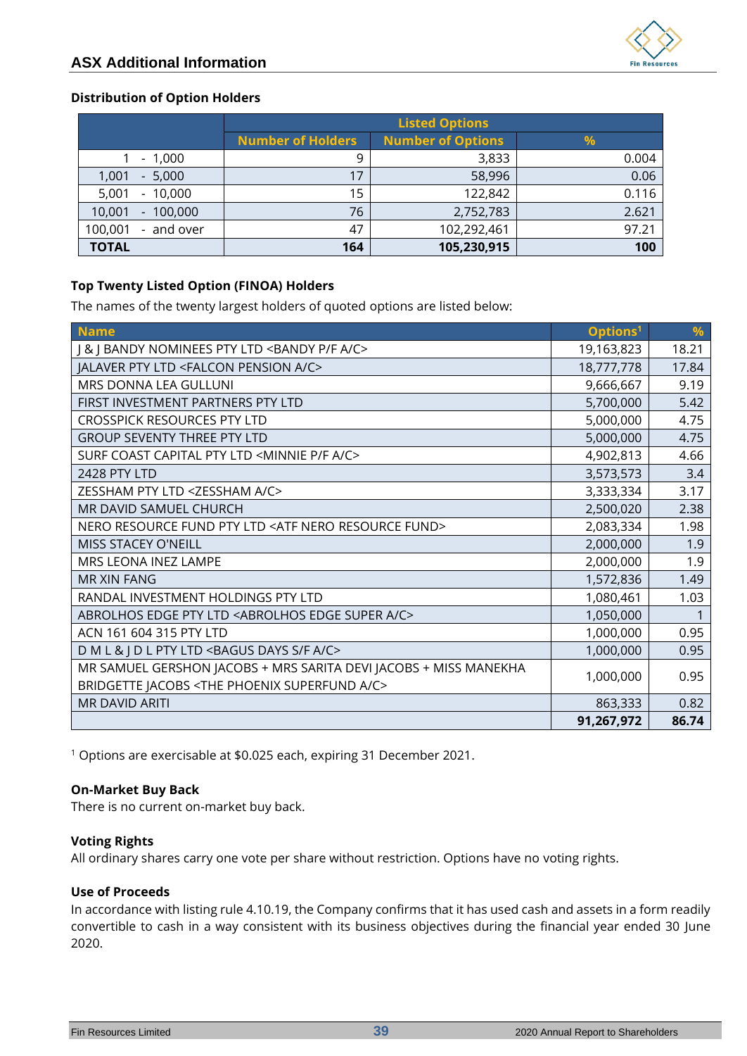## Distribution of Option Holders

| | Listed Options | | |
|---|---|---|---|
| | Number of Holders | Number of Options | % |
| 1 - 1,000 | 9 | 3,833 | 0.004 |
| 1,001 - 5,000 | 17 | 58,996 | 0.06 |
| 5,001 - 10,000 | 15 | 122,842 | 0.116 |
| 10,001 - 100,000 | 76 | 2,752,783 | 2.621 |
| 100,001 - and over | 47 | 102,292,461 | 97.21 |
| **TOTAL** | **164** | **105,230,915** | **100** |

### Top Twenty Listed Option (FINOA) Holders

The names of the twenty largest holders of quoted options are listed below:

| Name | Options[1] | % |
|---|---|---|
| J & J BANDY NOMINEES PTY LTD <BANDY P/F A/C> | 19,163,823 | 18.21 |
| JALAVER PTY LTD <FALCON PENSION A/C> | 18,777,778 | 17.84 |
| MRS DONNA LEA GULLUNI | 9,666,667 | 9.19 |
| FIRST INVESTMENT PARTNERS PTY LTD | 5,700,000 | 5.42 |
| CROSSPICK RESOURCES PTY LTD | 5,000,000 | 4.75 |
| GROUP SEVENTY THREE PTY LTD | 5,000,000 | 4.75 |
| SURF COAST CAPITAL PTY LTD <MINNIE P/F A/C> | 4,902,813 | 4.66 |
| 2428 PTY LTD | 3,573,573 | 3.4 |
| ZESSHAM PTY LTD <ZESSHAM A/C> | 3,333,334 | 3.17 |
| MR DAVID SAMUEL CHURCH | 2,500,020 | 2.38 |
| NERO RESOURCE FUND PTY LTD <ATF NERO RESOURCE FUND> | 2,083,334 | 1.98 |
| MISS STACEY O'NEILL | 2,000,000 | 1.9 |
| MRS LEONA INEZ LAMPE | 2,000,000 | 1.9 |
| MR XIN FANG | 1,572,836 | 1.49 |
| RANDAL INVESTMENT HOLDINGS PTY LTD | 1,080,461 | 1.03 |
| ABROLHOS EDGE PTY LTD <ABROLHOS EDGE SUPER A/C> | 1,050,000 | 1 |
| ACN 161 604 315 PTY LTD | 1,000,000 | 0.95 |
| D M L & J D L PTY LTD <BAGUS DAYS S/F A/C> | 1,000,000 | 0.95 |
| MR SAMUEL GERSHON JACOBS + MRS SARITA DEVI JACOBS + MISS MANEKHA BRIDGETTE JACOBS <THE PHOENIX SUPERFUND A/C> | 1,000,000 | 0.95 |
| MR DAVID ARITI | 863,333 | 0.82 |
| | **91,267,972** | **86.74** |

[1] Options are exercisable at $0.025 each, expiring 31 December 2021.

### On-Market Buy Back

There is no current on-market buy back.

### Voting Rights

All ordinary shares carry one vote per share without restriction. Options have no voting rights.

### Use of Proceeds

In accordance with listing rule 4.10.19, the Company confirms that it has used cash and assets in a form readily convertible to cash in a way consistent with its business objectives during the financial year ended 30 June 2020.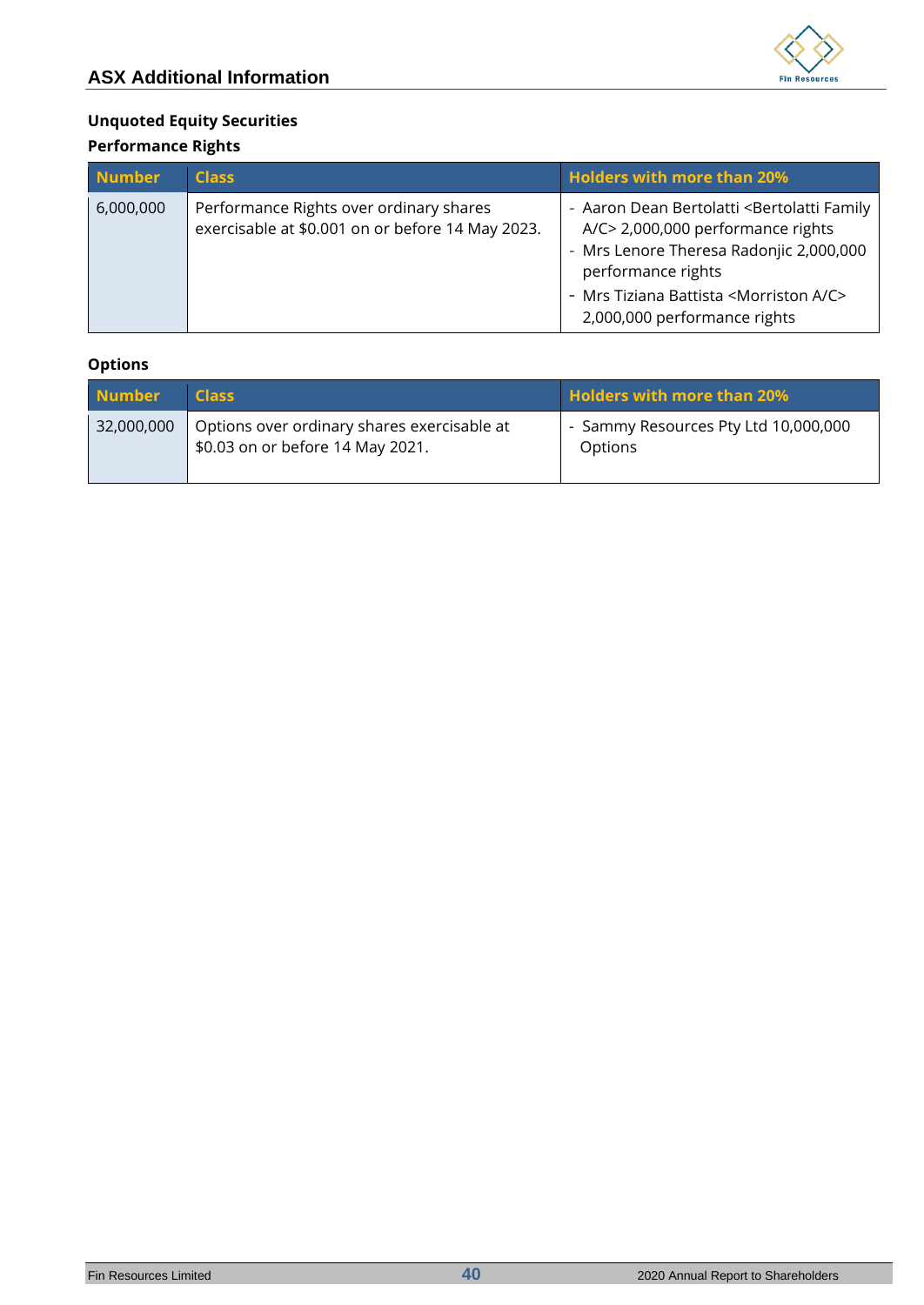## ASX Additional Information

### Unquoted Equity Securities

#### Performance Rights

| Number | Class | Holders with more than 20% |
|---|---|---|
| 6,000,000 | Performance Rights over ordinary shares exercisable at $0.001 on or before 14 May 2023. | - Aaron Dean Bertolatti <Bertolatti Family A/C> 2,000,000 performance rights<br>- Mrs Lenore Theresa Radonjic 2,000,000 performance rights<br>- Mrs Tiziana Battista <Morriston A/C> 2,000,000 performance rights |

#### Options

| Number | Class | Holders with more than 20% |
|---|---|---|
| 32,000,000 | Options over ordinary shares exercisable at $0.03 on or before 14 May 2021. | - Sammy Resources Pty Ltd 10,000,000 Options |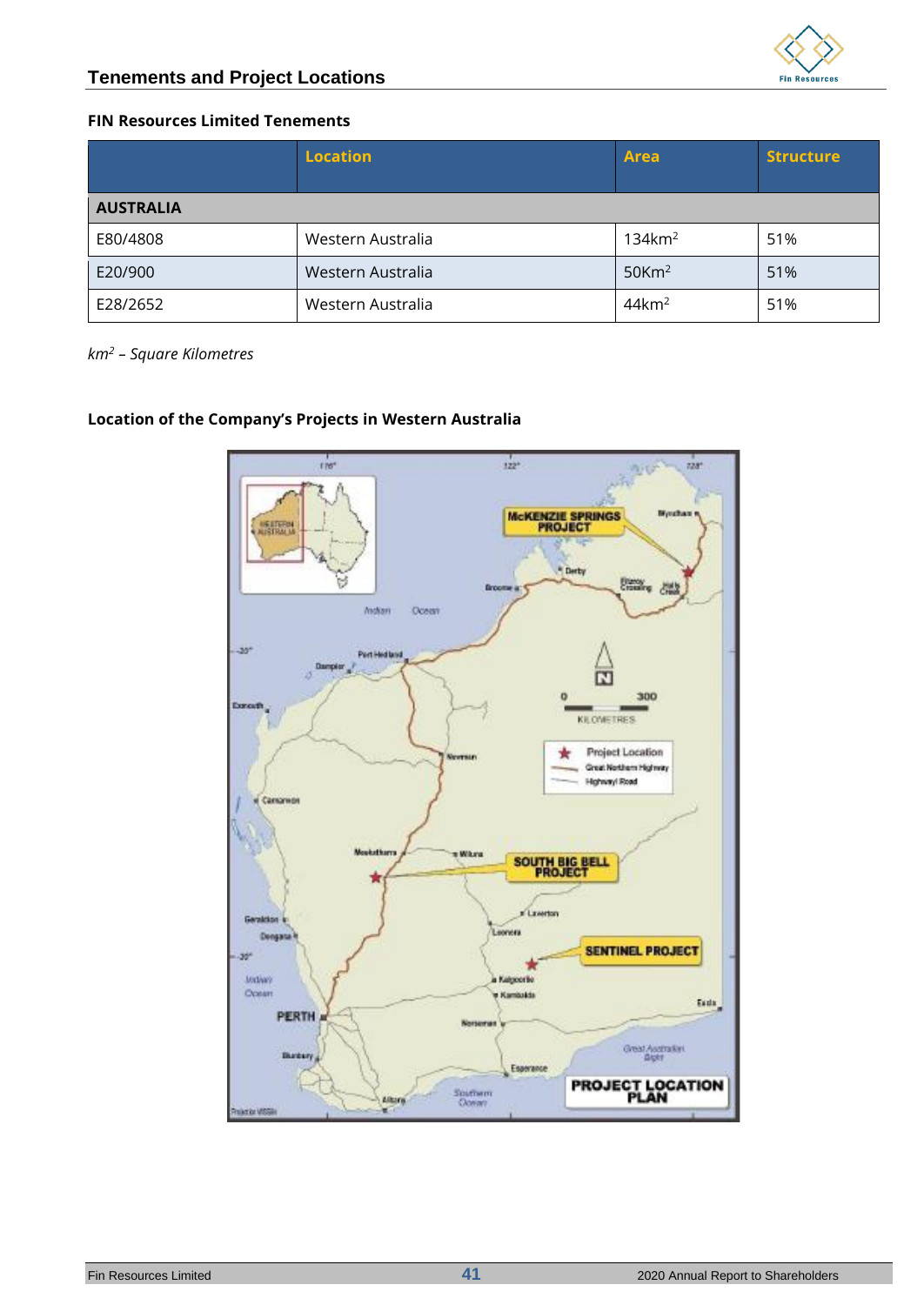## Tenements and Project Locations

### FIN Resources Limited Tenements

| | Location | Area | Structure |
|---|---|---|---|
| **AUSTRALIA** | | | |
| E80/4808 | Western Australia | 134km$^2$ | 51% |
| E20/900 | Western Australia | 50Km$^2$ | 51% |
| E28/2652 | Western Australia | 44km$^2$ | 51% |

*km$^2$ – Square Kilometres*

### Location of the Company's Projects in Western Australia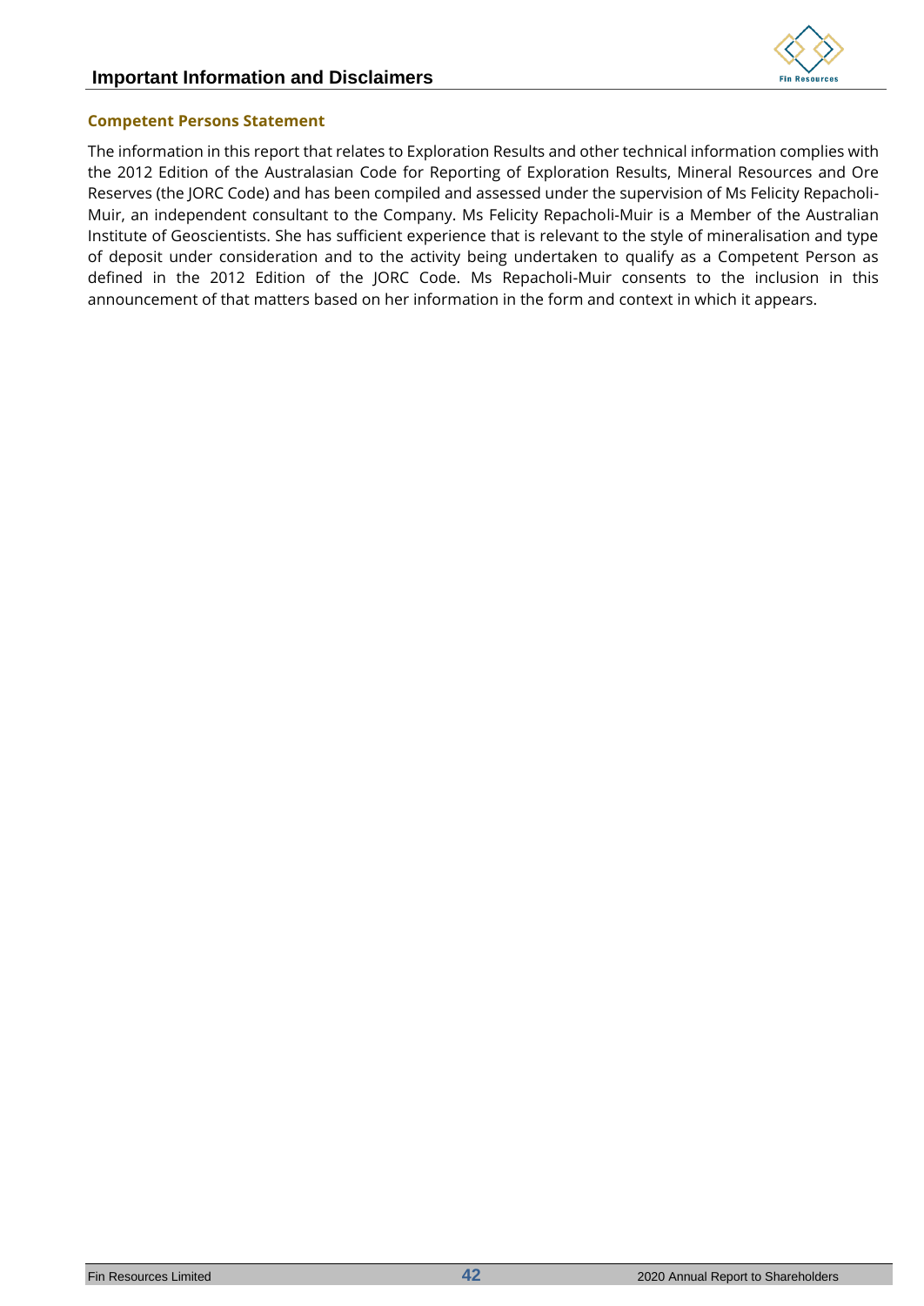## Competent Persons Statement

The information in this report that relates to Exploration Results and other technical information complies with the 2012 Edition of the Australasian Code for Reporting of Exploration Results, Mineral Resources and Ore Reserves (the JORC Code) and has been compiled and assessed under the supervision of Ms Felicity Repacholi-Muir, an independent consultant to the Company. Ms Felicity Repacholi-Muir is a Member of the Australian Institute of Geoscientists. She has sufficient experience that is relevant to the style of mineralisation and type of deposit under consideration and to the activity being undertaken to qualify as a Competent Person as defined in the 2012 Edition of the JORC Code. Ms Repacholi-Muir consents to the inclusion in this announcement of that matters based on her information in the form and context in which it appears.